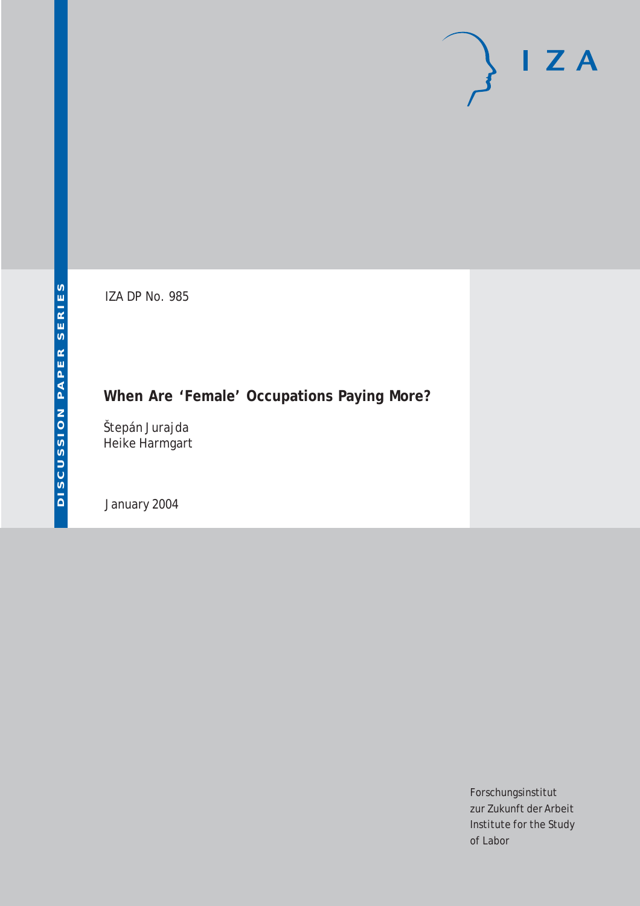DISCUSSION PAPER SERIES

IZA DP No. 985

# When Are 'Female' Occupations Paying More?

Štepán Jurajda
Heike Harmgart

January 2004

Forschungsinstitut
zur Zukunft der Arbeit
Institute for the Study
of Labor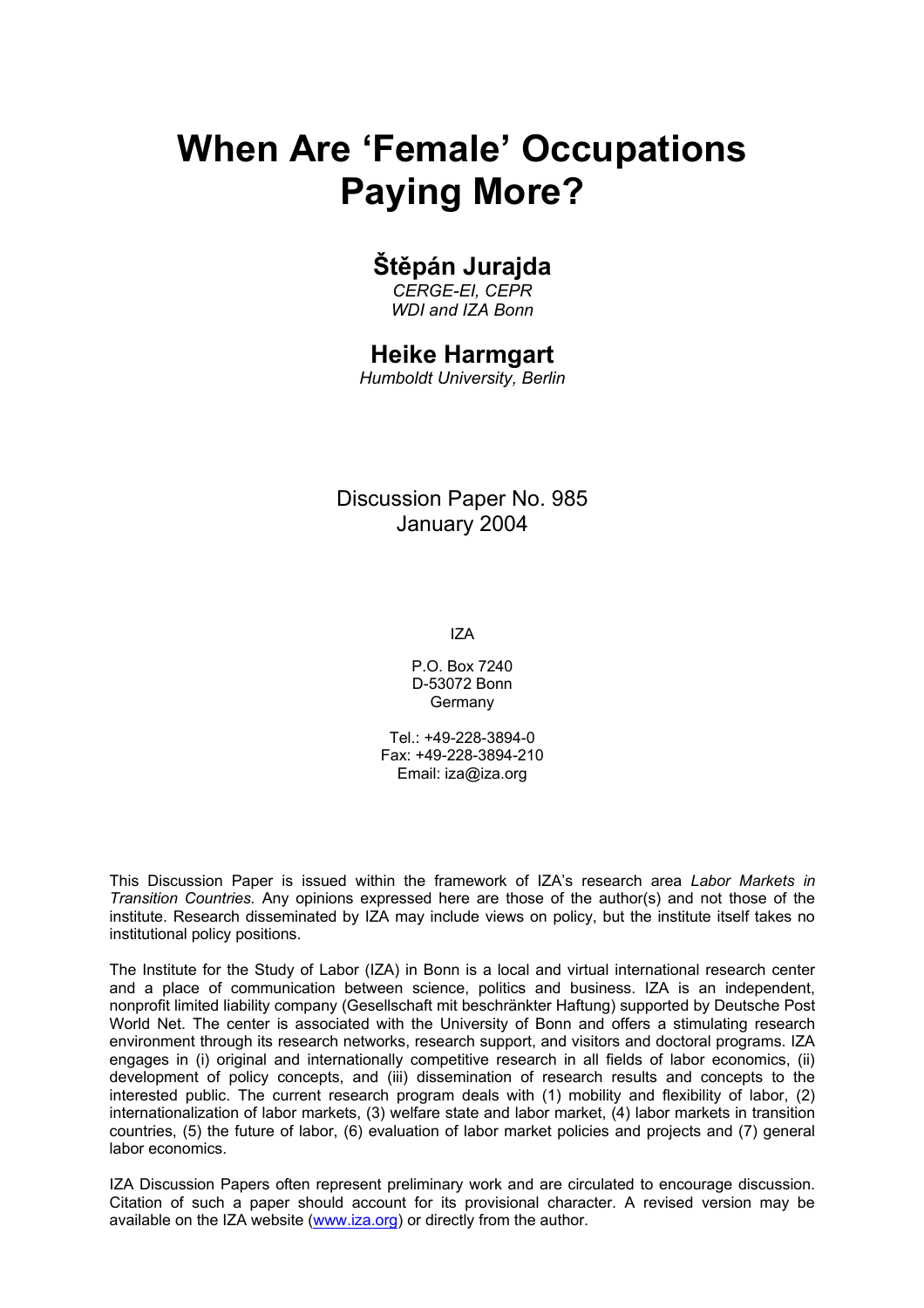# When Are 'Female' Occupations Paying More?

## Štěpán Jurajda

*CERGE-EI, CEPR*
*WDI and IZA Bonn*

## Heike Harmgart

*Humboldt University, Berlin*

Discussion Paper No. 985
January 2004

IZA

P.O. Box 7240
D-53072 Bonn
Germany

Tel.: +49-228-3894-0
Fax: +49-228-3894-210
Email: iza@iza.org

This Discussion Paper is issued within the framework of IZA's research area *Labor Markets in Transition Countries.* Any opinions expressed here are those of the author(s) and not those of the institute. Research disseminated by IZA may include views on policy, but the institute itself takes no institutional policy positions.

The Institute for the Study of Labor (IZA) in Bonn is a local and virtual international research center and a place of communication between science, politics and business. IZA is an independent, nonprofit limited liability company (Gesellschaft mit beschränkter Haftung) supported by Deutsche Post World Net. The center is associated with the University of Bonn and offers a stimulating research environment through its research networks, research support, and visitors and doctoral programs. IZA engages in (i) original and internationally competitive research in all fields of labor economics, (ii) development of policy concepts, and (iii) dissemination of research results and concepts to the interested public. The current research program deals with (1) mobility and flexibility of labor, (2) internationalization of labor markets, (3) welfare state and labor market, (4) labor markets in transition countries, (5) the future of labor, (6) evaluation of labor market policies and projects and (7) general labor economics.

IZA Discussion Papers often represent preliminary work and are circulated to encourage discussion. Citation of such a paper should account for its provisional character. A revised version may be available on the IZA website (www.iza.org) or directly from the author.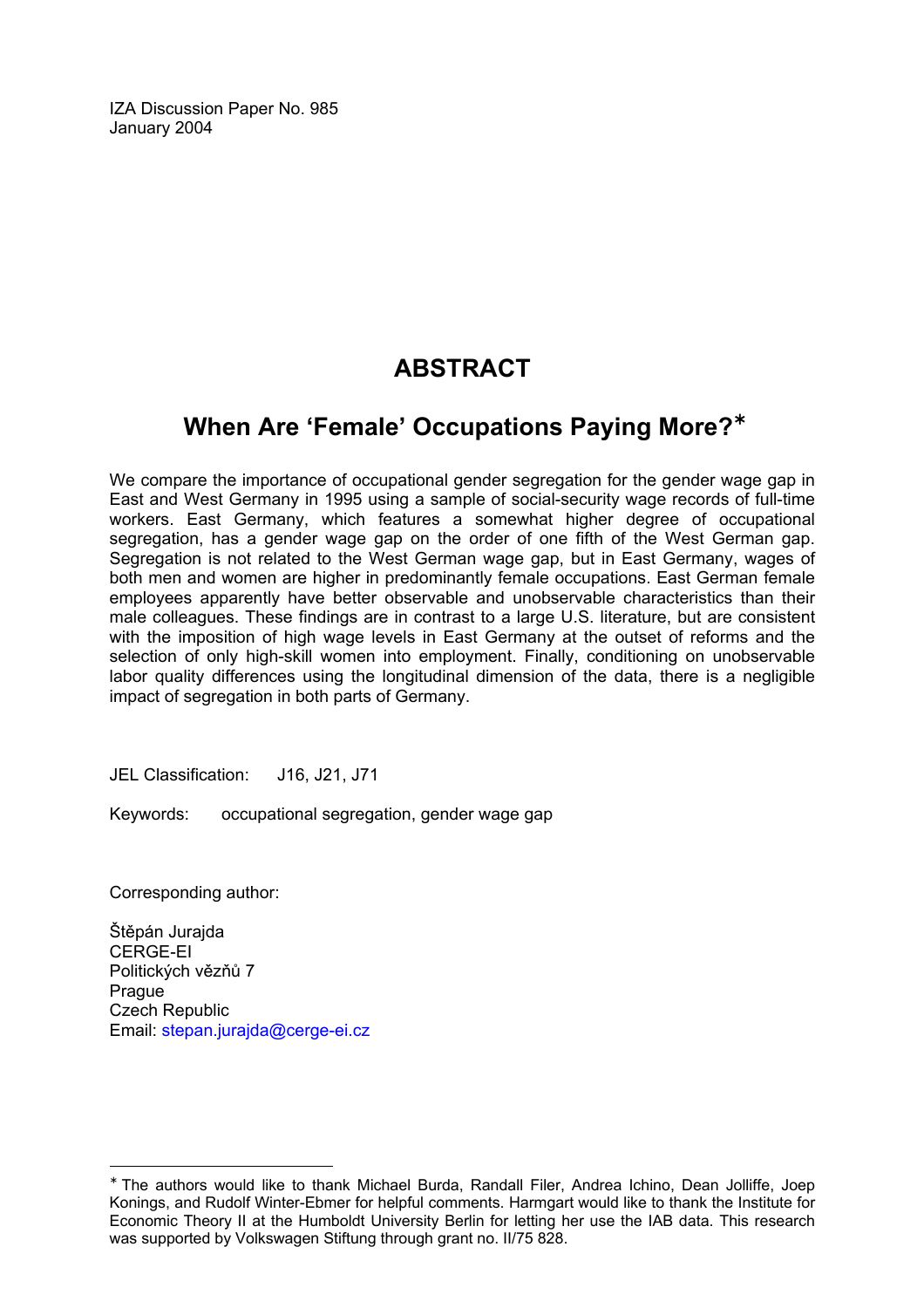IZA Discussion Paper No. 985
January 2004

# ABSTRACT

## When Are 'Female' Occupations Paying More?*

We compare the importance of occupational gender segregation for the gender wage gap in East and West Germany in 1995 using a sample of social-security wage records of full-time workers. East Germany, which features a somewhat higher degree of occupational segregation, has a gender wage gap on the order of one fifth of the West German gap. Segregation is not related to the West German wage gap, but in East Germany, wages of both men and women are higher in predominantly female occupations. East German female employees apparently have better observable and unobservable characteristics than their male colleagues. These findings are in contrast to a large U.S. literature, but are consistent with the imposition of high wage levels in East Germany at the outset of reforms and the selection of only high-skill women into employment. Finally, conditioning on unobservable labor quality differences using the longitudinal dimension of the data, there is a negligible impact of segregation in both parts of Germany.

JEL Classification: J16, J21, J71

Keywords: occupational segregation, gender wage gap

Corresponding author:

Štěpán Jurajda
CERGE-EI
Politických vězňů 7
Prague
Czech Republic
Email: stepan.jurajda@cerge-ei.cz

---

* The authors would like to thank Michael Burda, Randall Filer, Andrea Ichino, Dean Jolliffe, Joep Konings, and Rudolf Winter-Ebmer for helpful comments. Harmgart would like to thank the Institute for Economic Theory II at the Humboldt University Berlin for letting her use the IAB data. This research was supported by Volkswagen Stiftung through grant no. II/75 828.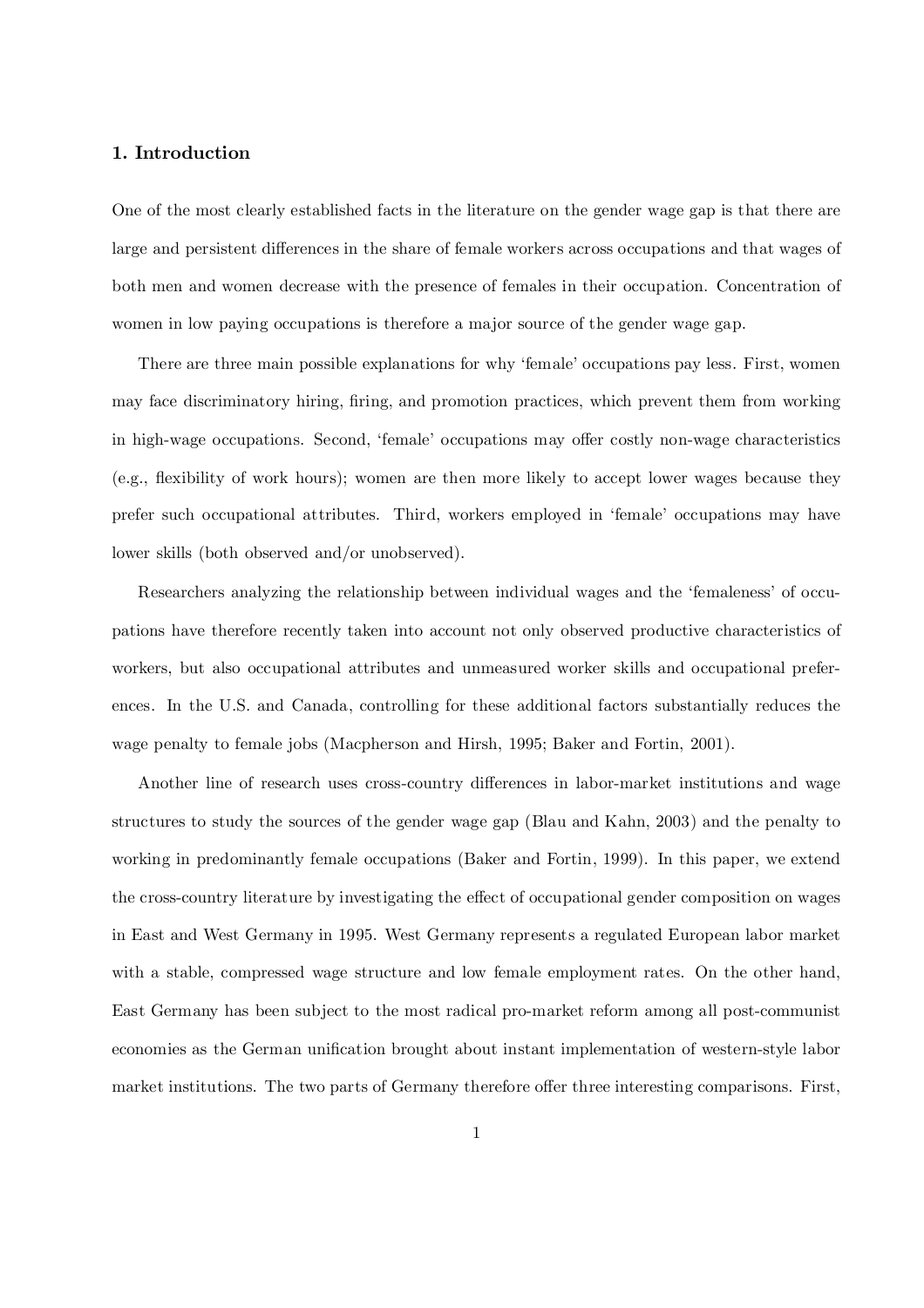## 1. Introduction

One of the most clearly established facts in the literature on the gender wage gap is that there are large and persistent differences in the share of female workers across occupations and that wages of both men and women decrease with the presence of females in their occupation. Concentration of women in low paying occupations is therefore a major source of the gender wage gap.

There are three main possible explanations for why 'female' occupations pay less. First, women may face discriminatory hiring, firing, and promotion practices, which prevent them from working in high-wage occupations. Second, 'female' occupations may offer costly non-wage characteristics (e.g., flexibility of work hours); women are then more likely to accept lower wages because they prefer such occupational attributes. Third, workers employed in 'female' occupations may have lower skills (both observed and/or unobserved).

Researchers analyzing the relationship between individual wages and the 'femaleness' of occupations have therefore recently taken into account not only observed productive characteristics of workers, but also occupational attributes and unmeasured worker skills and occupational preferences. In the U.S. and Canada, controlling for these additional factors substantially reduces the wage penalty to female jobs (Macpherson and Hirsh, 1995; Baker and Fortin, 2001).

Another line of research uses cross-country differences in labor-market institutions and wage structures to study the sources of the gender wage gap (Blau and Kahn, 2003) and the penalty to working in predominantly female occupations (Baker and Fortin, 1999). In this paper, we extend the cross-country literature by investigating the effect of occupational gender composition on wages in East and West Germany in 1995. West Germany represents a regulated European labor market with a stable, compressed wage structure and low female employment rates. On the other hand, East Germany has been subject to the most radical pro-market reform among all post-communist economies as the German unification brought about instant implementation of western-style labor market institutions. The two parts of Germany therefore offer three interesting comparisons. First,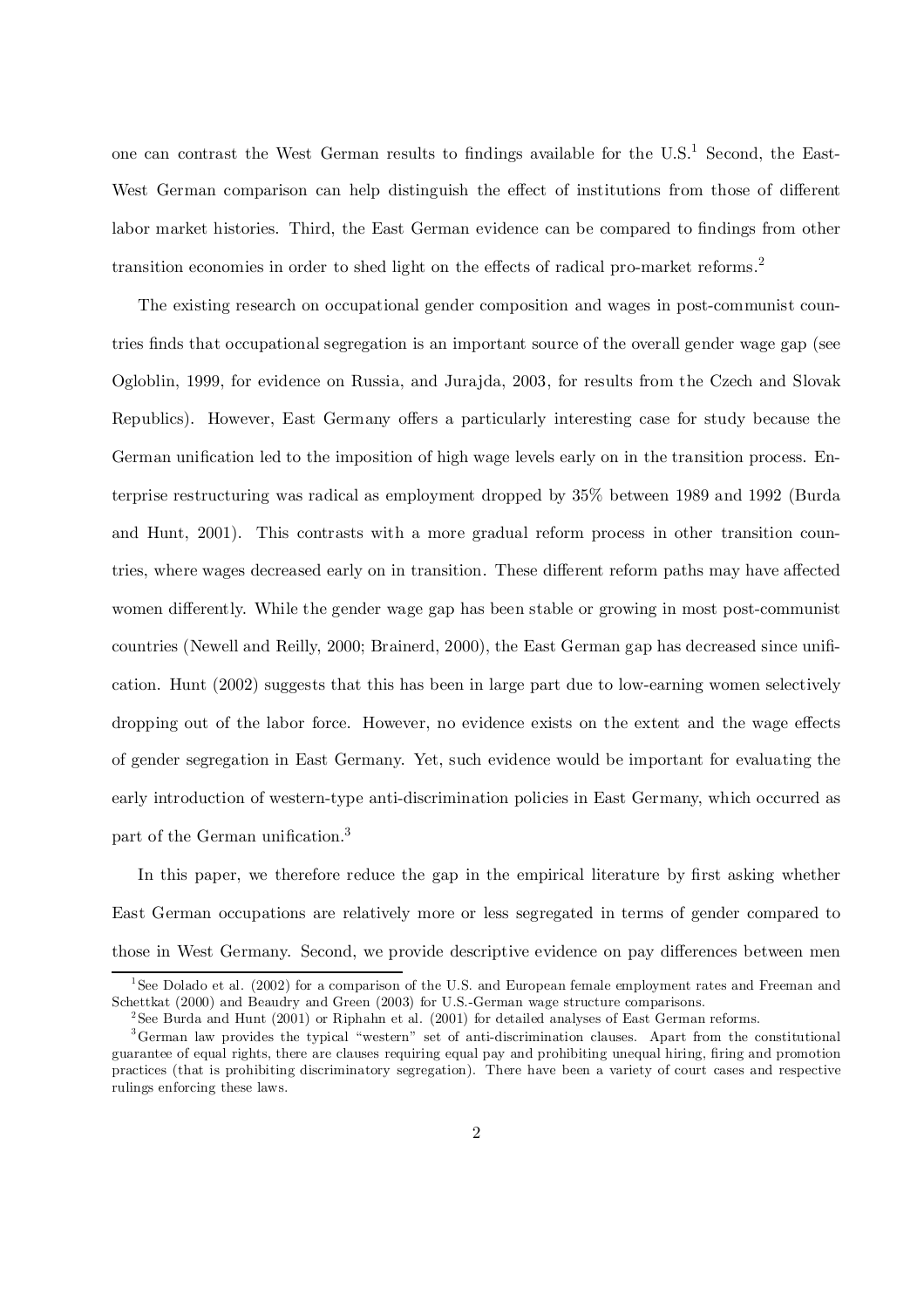one can contrast the West German results to findings available for the U.S.[1] Second, the East-West German comparison can help distinguish the effect of institutions from those of different labor market histories. Third, the East German evidence can be compared to findings from other transition economies in order to shed light on the effects of radical pro-market reforms.[2]

The existing research on occupational gender composition and wages in post-communist countries finds that occupational segregation is an important source of the overall gender wage gap (see Ogloblin, 1999, for evidence on Russia, and Jurajda, 2003, for results from the Czech and Slovak Republics). However, East Germany offers a particularly interesting case for study because the German unification led to the imposition of high wage levels early on in the transition process. Enterprise restructuring was radical as employment dropped by 35% between 1989 and 1992 (Burda and Hunt, 2001). This contrasts with a more gradual reform process in other transition countries, where wages decreased early on in transition. These different reform paths may have affected women differently. While the gender wage gap has been stable or growing in most post-communist countries (Newell and Reilly, 2000; Brainerd, 2000), the East German gap has decreased since unification. Hunt (2002) suggests that this has been in large part due to low-earning women selectively dropping out of the labor force. However, no evidence exists on the extent and the wage effects of gender segregation in East Germany. Yet, such evidence would be important for evaluating the early introduction of western-type anti-discrimination policies in East Germany, which occurred as part of the German unification.[3]

In this paper, we therefore reduce the gap in the empirical literature by first asking whether East German occupations are relatively more or less segregated in terms of gender compared to those in West Germany. Second, we provide descriptive evidence on pay differences between men

---

[1] See Dolado et al. (2002) for a comparison of the U.S. and European female employment rates and Freeman and Schettkat (2000) and Beaudry and Green (2003) for U.S.-German wage structure comparisons.

[2] See Burda and Hunt (2001) or Riphahn et al. (2001) for detailed analyses of East German reforms.

[3] German law provides the typical "western" set of anti-discrimination clauses. Apart from the constitutional guarantee of equal rights, there are clauses requiring equal pay and prohibiting unequal hiring, firing and promotion practices (that is prohibiting discriminatory segregation). There have been a variety of court cases and respective rulings enforcing these laws.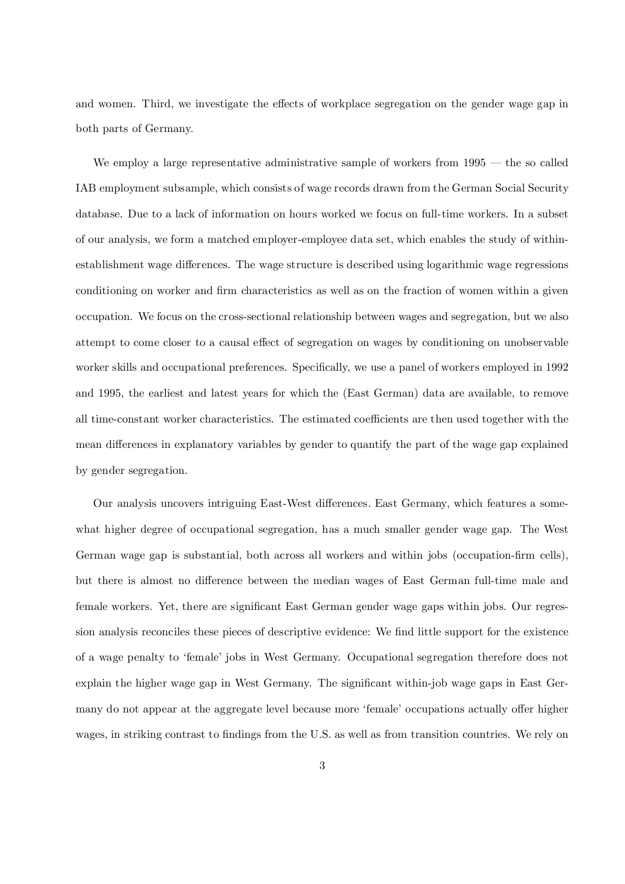and women. Third, we investigate the effects of workplace segregation on the gender wage gap in both parts of Germany.

We employ a large representative administrative sample of workers from 1995 — the so called IAB employment subsample, which consists of wage records drawn from the German Social Security database. Due to a lack of information on hours worked we focus on full-time workers. In a subset of our analysis, we form a matched employer-employee data set, which enables the study of within-establishment wage differences. The wage structure is described using logarithmic wage regressions conditioning on worker and firm characteristics as well as on the fraction of women within a given occupation. We focus on the cross-sectional relationship between wages and segregation, but we also attempt to come closer to a causal effect of segregation on wages by conditioning on unobservable worker skills and occupational preferences. Specifically, we use a panel of workers employed in 1992 and 1995, the earliest and latest years for which the (East German) data are available, to remove all time-constant worker characteristics. The estimated coefficients are then used together with the mean differences in explanatory variables by gender to quantify the part of the wage gap explained by gender segregation.

Our analysis uncovers intriguing East-West differences. East Germany, which features a somewhat higher degree of occupational segregation, has a much smaller gender wage gap. The West German wage gap is substantial, both across all workers and within jobs (occupation-firm cells), but there is almost no difference between the median wages of East German full-time male and female workers. Yet, there are significant East German gender wage gaps within jobs. Our regression analysis reconciles these pieces of descriptive evidence: We find little support for the existence of a wage penalty to 'female' jobs in West Germany. Occupational segregation therefore does not explain the higher wage gap in West Germany. The significant within-job wage gaps in East Germany do not appear at the aggregate level because more 'female' occupations actually offer higher wages, in striking contrast to findings from the U.S. as well as from transition countries. We rely on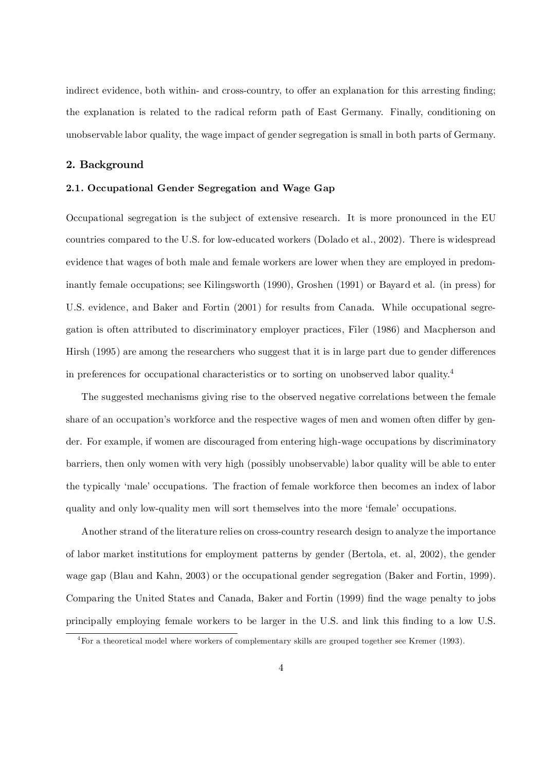indirect evidence, both within- and cross-country, to offer an explanation for this arresting finding; the explanation is related to the radical reform path of East Germany. Finally, conditioning on unobservable labor quality, the wage impact of gender segregation is small in both parts of Germany.

## 2. Background

### 2.1. Occupational Gender Segregation and Wage Gap

Occupational segregation is the subject of extensive research. It is more pronounced in the EU countries compared to the U.S. for low-educated workers (Dolado et al., 2002). There is widespread evidence that wages of both male and female workers are lower when they are employed in predominantly female occupations; see Kilingsworth (1990), Groshen (1991) or Bayard et al. (in press) for U.S. evidence, and Baker and Fortin (2001) for results from Canada. While occupational segregation is often attributed to discriminatory employer practices, Filer (1986) and Macpherson and Hirsh (1995) are among the researchers who suggest that it is in large part due to gender differences in preferences for occupational characteristics or to sorting on unobserved labor quality.[4]

The suggested mechanisms giving rise to the observed negative correlations between the female share of an occupation's workforce and the respective wages of men and women often differ by gender. For example, if women are discouraged from entering high-wage occupations by discriminatory barriers, then only women with very high (possibly unobservable) labor quality will be able to enter the typically 'male' occupations. The fraction of female workforce then becomes an index of labor quality and only low-quality men will sort themselves into the more 'female' occupations.

Another strand of the literature relies on cross-country research design to analyze the importance of labor market institutions for employment patterns by gender (Bertola, et. al, 2002), the gender wage gap (Blau and Kahn, 2003) or the occupational gender segregation (Baker and Fortin, 1999). Comparing the United States and Canada, Baker and Fortin (1999) find the wage penalty to jobs principally employing female workers to be larger in the U.S. and link this finding to a low U.S.

[4] For a theoretical model where workers of complementary skills are grouped together see Kremer (1993).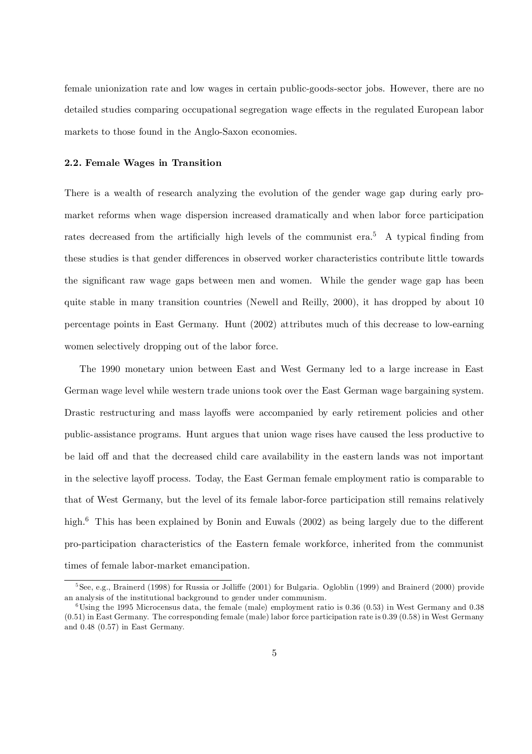female unionization rate and low wages in certain public-goods-sector jobs. However, there are no detailed studies comparing occupational segregation wage effects in the regulated European labor markets to those found in the Anglo-Saxon economies.

### 2.2. Female Wages in Transition

There is a wealth of research analyzing the evolution of the gender wage gap during early pro-market reforms when wage dispersion increased dramatically and when labor force participation rates decreased from the artificially high levels of the communist era.[5] A typical finding from these studies is that gender differences in observed worker characteristics contribute little towards the significant raw wage gaps between men and women. While the gender wage gap has been quite stable in many transition countries (Newell and Reilly, 2000), it has dropped by about 10 percentage points in East Germany. Hunt (2002) attributes much of this decrease to low-earning women selectively dropping out of the labor force.

The 1990 monetary union between East and West Germany led to a large increase in East German wage level while western trade unions took over the East German wage bargaining system. Drastic restructuring and mass layoffs were accompanied by early retirement policies and other public-assistance programs. Hunt argues that union wage rises have caused the less productive to be laid off and that the decreased child care availability in the eastern lands was not important in the selective layoff process. Today, the East German female employment ratio is comparable to that of West Germany, but the level of its female labor-force participation still remains relatively high.[6] This has been explained by Bonin and Euwals (2002) as being largely due to the different pro-participation characteristics of the Eastern female workforce, inherited from the communist times of female labor-market emancipation.

---

[5] See, e.g., Brainerd (1998) for Russia or Jolliffe (2001) for Bulgaria. Ogloblin (1999) and Brainerd (2000) provide an analysis of the institutional background to gender under communism.

[6] Using the 1995 Microcensus data, the female (male) employment ratio is 0.36 (0.53) in West Germany and 0.38 (0.51) in East Germany. The corresponding female (male) labor force participation rate is 0.39 (0.58) in West Germany and 0.48 (0.57) in East Germany.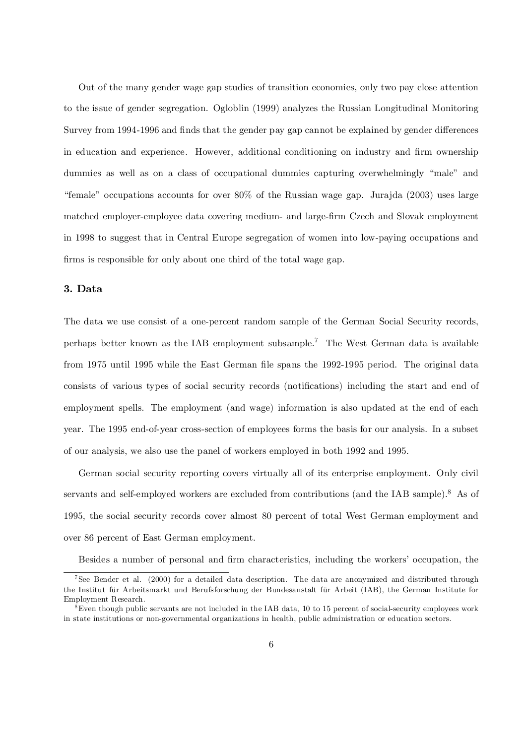Out of the many gender wage gap studies of transition economies, only two pay close attention to the issue of gender segregation. Ogloblin (1999) analyzes the Russian Longitudinal Monitoring Survey from 1994-1996 and finds that the gender pay gap cannot be explained by gender differences in education and experience. However, additional conditioning on industry and firm ownership dummies as well as on a class of occupational dummies capturing overwhelmingly "male" and "female" occupations accounts for over 80% of the Russian wage gap. Jurajda (2003) uses large matched employer-employee data covering medium- and large-firm Czech and Slovak employment in 1998 to suggest that in Central Europe segregation of women into low-paying occupations and firms is responsible for only about one third of the total wage gap.

### 3. Data

The data we use consist of a one-percent random sample of the German Social Security records, perhaps better known as the IAB employment subsample.[7] The West German data is available from 1975 until 1995 while the East German file spans the 1992-1995 period. The original data consists of various types of social security records (notifications) including the start and end of employment spells. The employment (and wage) information is also updated at the end of each year. The 1995 end-of-year cross-section of employees forms the basis for our analysis. In a subset of our analysis, we also use the panel of workers employed in both 1992 and 1995.

German social security reporting covers virtually all of its enterprise employment. Only civil servants and self-employed workers are excluded from contributions (and the IAB sample).[8] As of 1995, the social security records cover almost 80 percent of total West German employment and over 86 percent of East German employment.

Besides a number of personal and firm characteristics, including the workers' occupation, the

---

[7] See Bender et al. (2000) for a detailed data description. The data are anonymized and distributed through the Institut für Arbeitsmarkt und Berufsforschung der Bundesanstalt für Arbeit (IAB), the German Institute for Employment Research.

[8] Even though public servants are not included in the IAB data, 10 to 15 percent of social-security employees work in state institutions or non-governmental organizations in health, public administration or education sectors.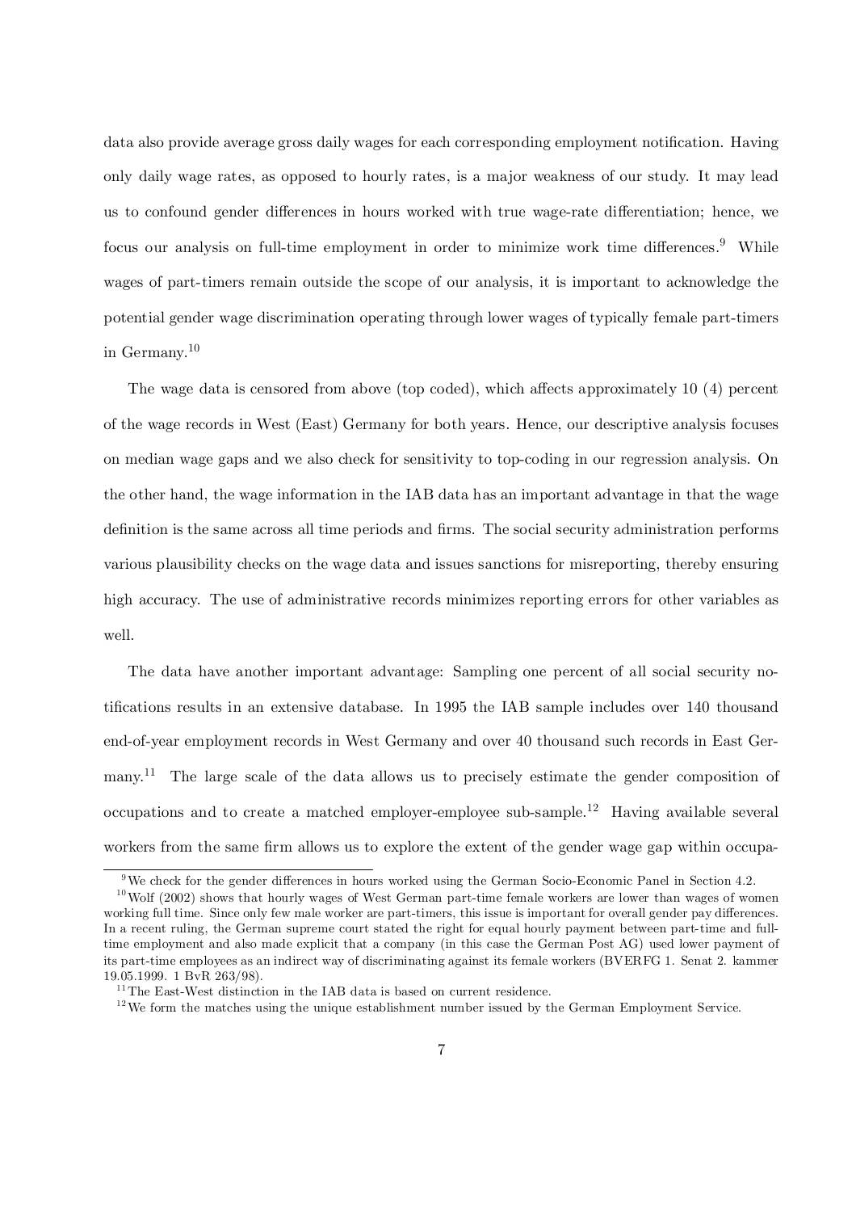data also provide average gross daily wages for each corresponding employment notification. Having only daily wage rates, as opposed to hourly rates, is a major weakness of our study. It may lead us to confound gender differences in hours worked with true wage-rate differentiation; hence, we focus our analysis on full-time employment in order to minimize work time differences.[9] While wages of part-timers remain outside the scope of our analysis, it is important to acknowledge the potential gender wage discrimination operating through lower wages of typically female part-timers in Germany.[10]

The wage data is censored from above (top coded), which affects approximately 10 (4) percent of the wage records in West (East) Germany for both years. Hence, our descriptive analysis focuses on median wage gaps and we also check for sensitivity to top-coding in our regression analysis. On the other hand, the wage information in the IAB data has an important advantage in that the wage definition is the same across all time periods and firms. The social security administration performs various plausibility checks on the wage data and issues sanctions for misreporting, thereby ensuring high accuracy. The use of administrative records minimizes reporting errors for other variables as well.

The data have another important advantage: Sampling one percent of all social security notifications results in an extensive database. In 1995 the IAB sample includes over 140 thousand end-of-year employment records in West Germany and over 40 thousand such records in East Germany.[11] The large scale of the data allows us to precisely estimate the gender composition of occupations and to create a matched employer-employee sub-sample.[12] Having available several workers from the same firm allows us to explore the extent of the gender wage gap within occupa-

---

[9] We check for the gender differences in hours worked using the German Socio-Economic Panel in Section 4.2.

[10] Wolf (2002) shows that hourly wages of West German part-time female workers are lower than wages of women working full time. Since only few male worker are part-timers, this issue is important for overall gender pay differences. In a recent ruling, the German supreme court stated the right for equal hourly payment between part-time and full-time employment and also made explicit that a company (in this case the German Post AG) used lower payment of its part-time employees as an indirect way of discriminating against its female workers (BVERFG 1. Senat 2. kammer 19.05.1999. 1 BvR 263/98).

[11] The East-West distinction in the IAB data is based on current residence.

[12] We form the matches using the unique establishment number issued by the German Employment Service.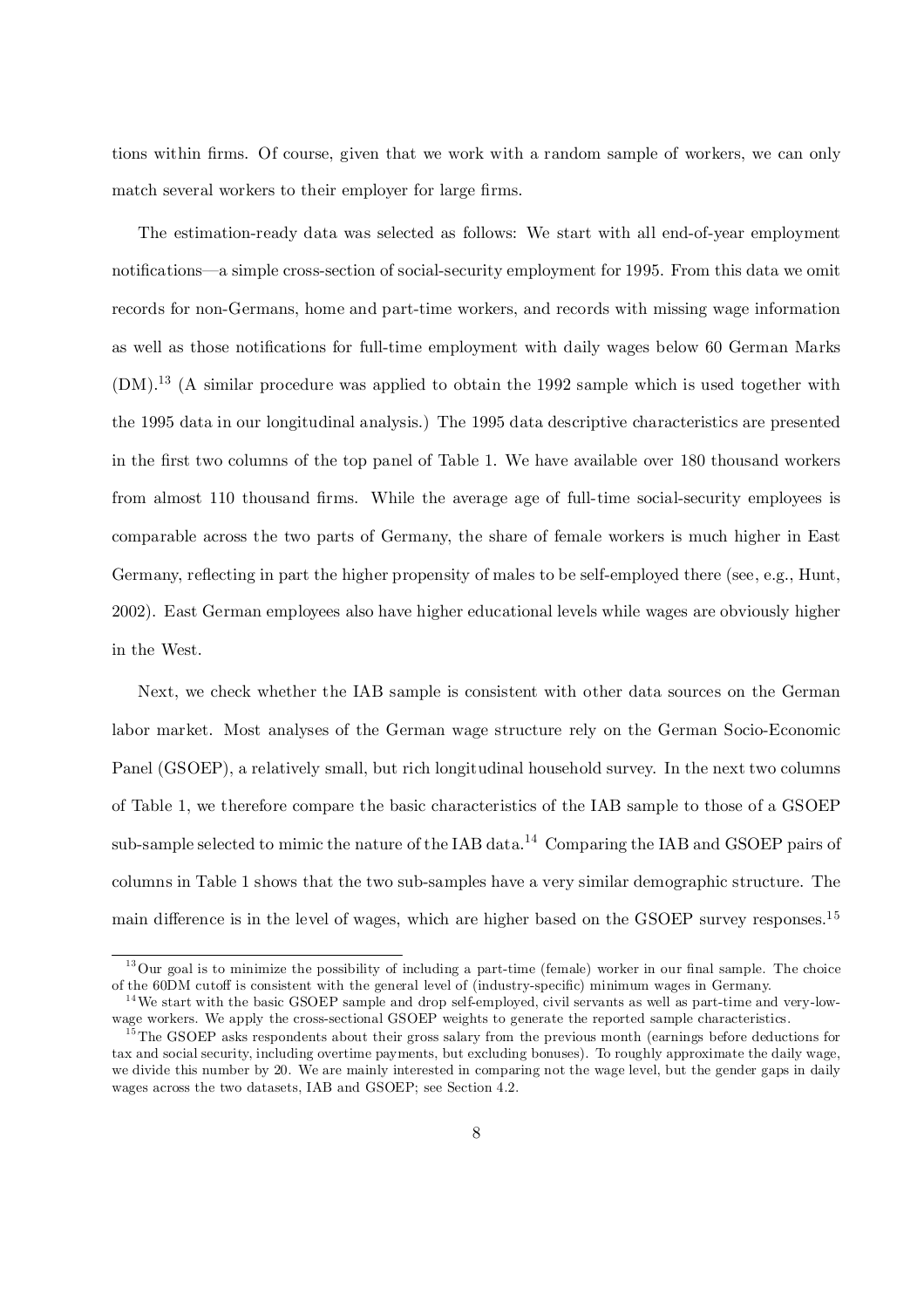tions within firms. Of course, given that we work with a random sample of workers, we can only match several workers to their employer for large firms.

The estimation-ready data was selected as follows: We start with all end-of-year employment notifications—a simple cross-section of social-security employment for 1995. From this data we omit records for non-Germans, home and part-time workers, and records with missing wage information as well as those notifications for full-time employment with daily wages below 60 German Marks (DM).[13] (A similar procedure was applied to obtain the 1992 sample which is used together with the 1995 data in our longitudinal analysis.) The 1995 data descriptive characteristics are presented in the first two columns of the top panel of Table 1. We have available over 180 thousand workers from almost 110 thousand firms. While the average age of full-time social-security employees is comparable across the two parts of Germany, the share of female workers is much higher in East Germany, reflecting in part the higher propensity of males to be self-employed there (see, e.g., Hunt, 2002). East German employees also have higher educational levels while wages are obviously higher in the West.

Next, we check whether the IAB sample is consistent with other data sources on the German labor market. Most analyses of the German wage structure rely on the German Socio-Economic Panel (GSOEP), a relatively small, but rich longitudinal household survey. In the next two columns of Table 1, we therefore compare the basic characteristics of the IAB sample to those of a GSOEP sub-sample selected to mimic the nature of the IAB data.[14] Comparing the IAB and GSOEP pairs of columns in Table 1 shows that the two sub-samples have a very similar demographic structure. The main difference is in the level of wages, which are higher based on the GSOEP survey responses.[15]

[13] Our goal is to minimize the possibility of including a part-time (female) worker in our final sample. The choice of the 60DM cutoff is consistent with the general level of (industry-specific) minimum wages in Germany.

[14] We start with the basic GSOEP sample and drop self-employed, civil servants as well as part-time and very-low-wage workers. We apply the cross-sectional GSOEP weights to generate the reported sample characteristics.

[15] The GSOEP asks respondents about their gross salary from the previous month (earnings before deductions for tax and social security, including overtime payments, but excluding bonuses). To roughly approximate the daily wage, we divide this number by 20. We are mainly interested in comparing not the wage level, but the gender gaps in daily wages across the two datasets, IAB and GSOEP; see Section 4.2.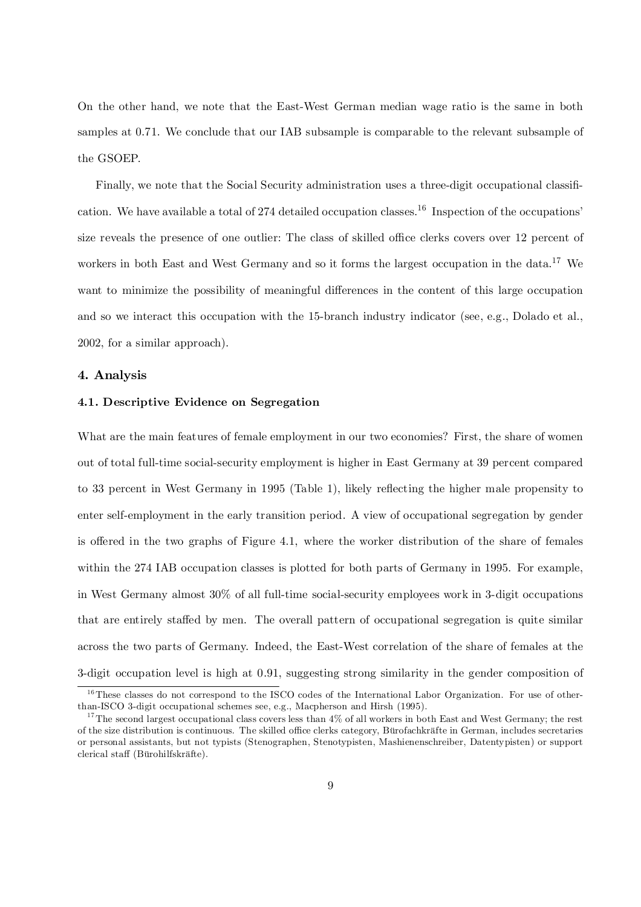On the other hand, we note that the East-West German median wage ratio is the same in both samples at 0.71. We conclude that our IAB subsample is comparable to the relevant subsample of the GSOEP.

Finally, we note that the Social Security administration uses a three-digit occupational classification. We have available a total of 274 detailed occupation classes.[16] Inspection of the occupations' size reveals the presence of one outlier: The class of skilled office clerks covers over 12 percent of workers in both East and West Germany and so it forms the largest occupation in the data.[17] We want to minimize the possibility of meaningful differences in the content of this large occupation and so we interact this occupation with the 15-branch industry indicator (see, e.g., Dolado et al., 2002, for a similar approach).

## 4. Analysis

### 4.1. Descriptive Evidence on Segregation

What are the main features of female employment in our two economies? First, the share of women out of total full-time social-security employment is higher in East Germany at 39 percent compared to 33 percent in West Germany in 1995 (Table 1), likely reflecting the higher male propensity to enter self-employment in the early transition period. A view of occupational segregation by gender is offered in the two graphs of Figure 4.1, where the worker distribution of the share of females within the 274 IAB occupation classes is plotted for both parts of Germany in 1995. For example, in West Germany almost 30% of all full-time social-security employees work in 3-digit occupations that are entirely staffed by men. The overall pattern of occupational segregation is quite similar across the two parts of Germany. Indeed, the East-West correlation of the share of females at the 3-digit occupation level is high at 0.91, suggesting strong similarity in the gender composition of

[16] These classes do not correspond to the ISCO codes of the International Labor Organization. For use of other-than-ISCO 3-digit occupational schemes see, e.g., Macpherson and Hirsh (1995).

[17] The second largest occupational class covers less than 4% of all workers in both East and West Germany; the rest of the size distribution is continuous. The skilled office clerks category, Bürofachkräfte in German, includes secretaries or personal assistants, but not typists (Stenographen, Stenotypisten, Mashienenschreiber, Datentypisten) or support clerical staff (Bürohilfskräfte).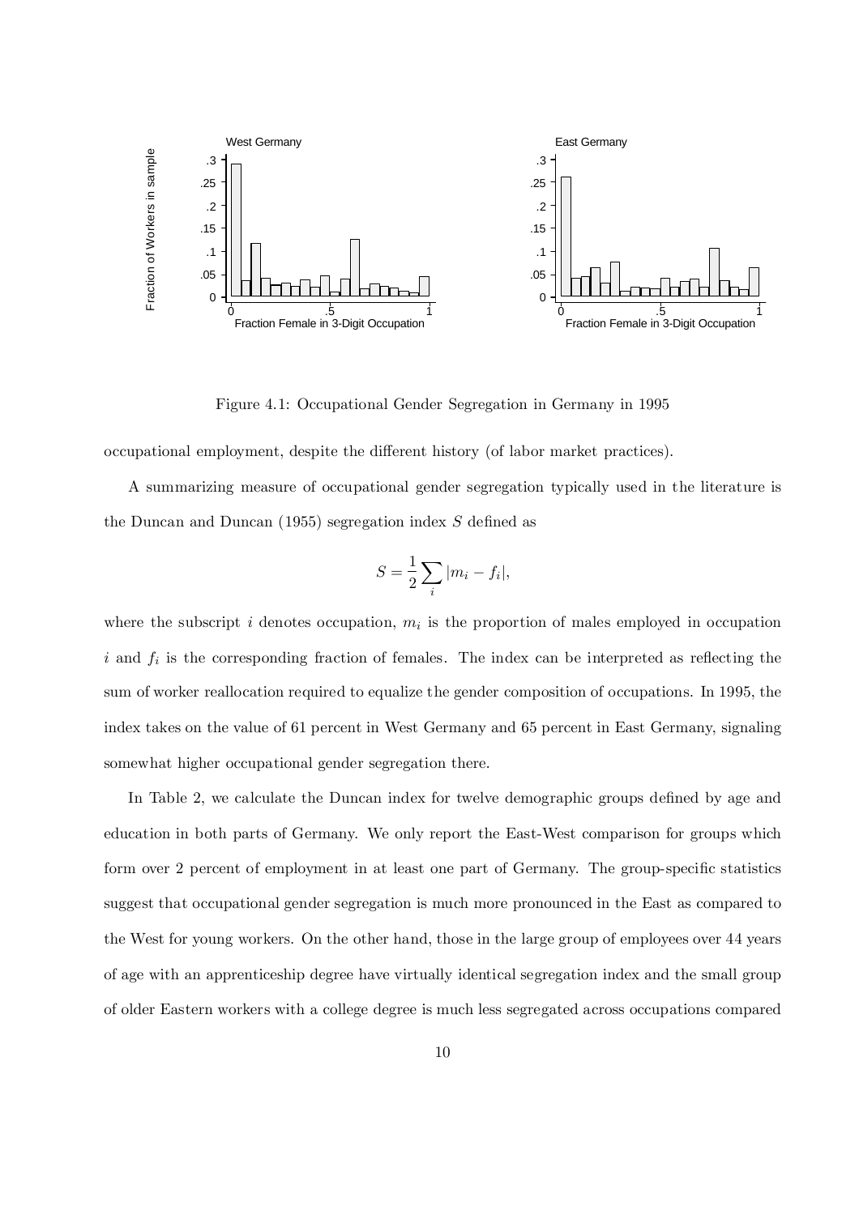Figure 4.1: Occupational Gender Segregation in Germany in 1995

occupational employment, despite the different history (of labor market practices).

A summarizing measure of occupational gender segregation typically used in the literature is the Duncan and Duncan (1955) segregation index $S$ defined as

$$S = \frac{1}{2} \sum_i |m_i - f_i|,$$

where the subscript $i$ denotes occupation, $m_i$ is the proportion of males employed in occupation $i$ and $f_i$ is the corresponding fraction of females. The index can be interpreted as reflecting the sum of worker reallocation required to equalize the gender composition of occupations. In 1995, the index takes on the value of 61 percent in West Germany and 65 percent in East Germany, signaling somewhat higher occupational gender segregation there.

In Table 2, we calculate the Duncan index for twelve demographic groups defined by age and education in both parts of Germany. We only report the East-West comparison for groups which form over 2 percent of employment in at least one part of Germany. The group-specific statistics suggest that occupational gender segregation is much more pronounced in the East as compared to the West for young workers. On the other hand, those in the large group of employees over 44 years of age with an apprenticeship degree have virtually identical segregation index and the small group of older Eastern workers with a college degree is much less segregated across occupations compared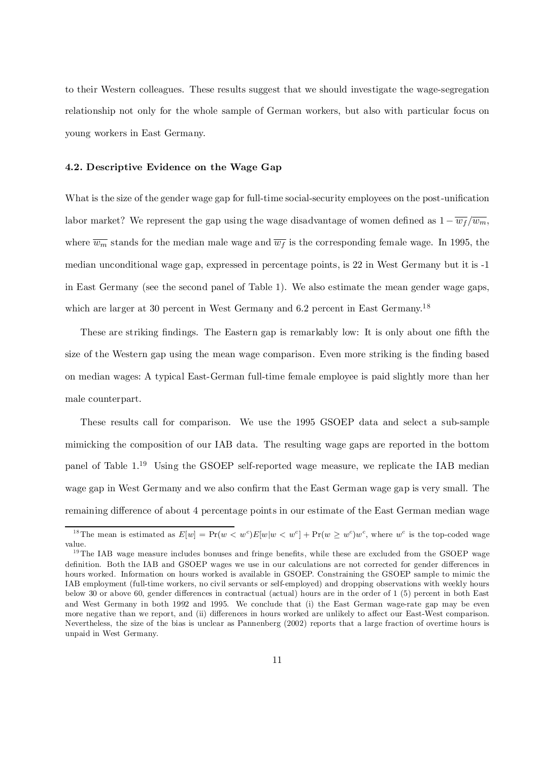to their Western colleagues. These results suggest that we should investigate the wage-segregation relationship not only for the whole sample of German workers, but also with particular focus on young workers in East Germany.

### 4.2. Descriptive Evidence on the Wage Gap

What is the size of the gender wage gap for full-time social-security employees on the post-unification labor market? We represent the gap using the wage disadvantage of women defined as $1 - \overline{w_f}/\overline{w_m}$, where $\overline{w_m}$ stands for the median male wage and $\overline{w_f}$ is the corresponding female wage. In 1995, the median unconditional wage gap, expressed in percentage points, is 22 in West Germany but it is -1 in East Germany (see the second panel of Table 1). We also estimate the mean gender wage gaps, which are larger at 30 percent in West Germany and 6.2 percent in East Germany.[18]

These are striking findings. The Eastern gap is remarkably low: It is only about one fifth the size of the Western gap using the mean wage comparison. Even more striking is the finding based on median wages: A typical East-German full-time female employee is paid slightly more than her male counterpart.

These results call for comparison. We use the 1995 GSOEP data and select a sub-sample mimicking the composition of our IAB data. The resulting wage gaps are reported in the bottom panel of Table 1.[19] Using the GSOEP self-reported wage measure, we replicate the IAB median wage gap in West Germany and we also confirm that the East German wage gap is very small. The remaining difference of about 4 percentage points in our estimate of the East German median wage

---

[18] The mean is estimated as $E[w] = \Pr(w < w^c)E[w|w < w^c] + \Pr(w \geq w^c)w^c$, where $w^c$ is the top-coded wage value.

[19] The IAB wage measure includes bonuses and fringe benefits, while these are excluded from the GSOEP wage definition. Both the IAB and GSOEP wages we use in our calculations are not corrected for gender differences in hours worked. Information on hours worked is available in GSOEP. Constraining the GSOEP sample to mimic the IAB employment (full-time workers, no civil servants or self-employed) and dropping observations with weekly hours below 30 or above 60, gender differences in contractual (actual) hours are in the order of 1 (5) percent in both East and West Germany in both 1992 and 1995. We conclude that (i) the East German wage-rate gap may be even more negative than we report, and (ii) differences in hours worked are unlikely to affect our East-West comparison. Nevertheless, the size of the bias is unclear as Pannenberg (2002) reports that a large fraction of overtime hours is unpaid in West Germany.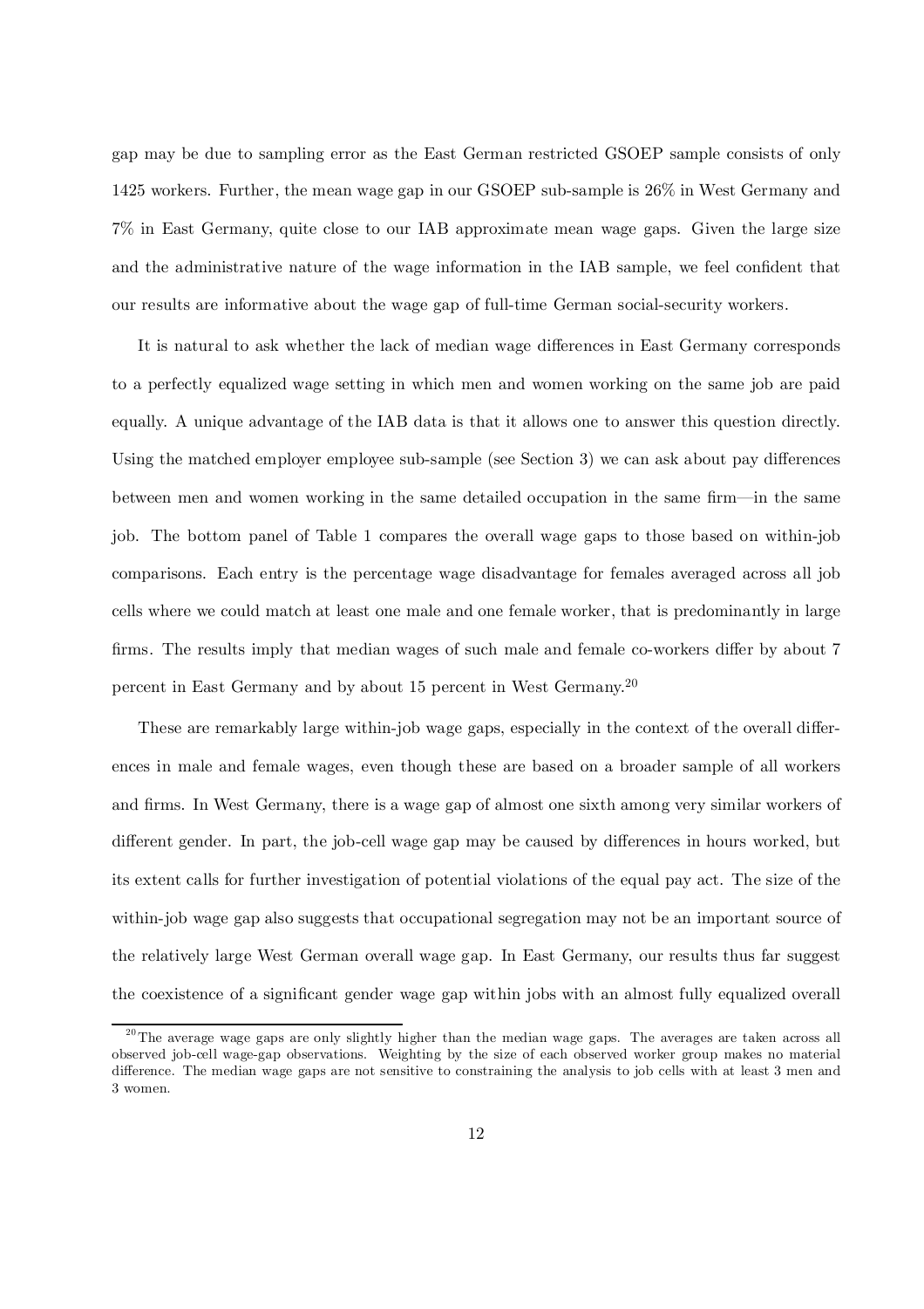gap may be due to sampling error as the East German restricted GSOEP sample consists of only 1425 workers. Further, the mean wage gap in our GSOEP sub-sample is 26% in West Germany and 7% in East Germany, quite close to our IAB approximate mean wage gaps. Given the large size and the administrative nature of the wage information in the IAB sample, we feel confident that our results are informative about the wage gap of full-time German social-security workers.

It is natural to ask whether the lack of median wage differences in East Germany corresponds to a perfectly equalized wage setting in which men and women working on the same job are paid equally. A unique advantage of the IAB data is that it allows one to answer this question directly. Using the matched employer employee sub-sample (see Section 3) we can ask about pay differences between men and women working in the same detailed occupation in the same firm—in the same job. The bottom panel of Table 1 compares the overall wage gaps to those based on within-job comparisons. Each entry is the percentage wage disadvantage for females averaged across all job cells where we could match at least one male and one female worker, that is predominantly in large firms. The results imply that median wages of such male and female co-workers differ by about 7 percent in East Germany and by about 15 percent in West Germany.[20]

These are remarkably large within-job wage gaps, especially in the context of the overall differences in male and female wages, even though these are based on a broader sample of all workers and firms. In West Germany, there is a wage gap of almost one sixth among very similar workers of different gender. In part, the job-cell wage gap may be caused by differences in hours worked, but its extent calls for further investigation of potential violations of the equal pay act. The size of the within-job wage gap also suggests that occupational segregation may not be an important source of the relatively large West German overall wage gap. In East Germany, our results thus far suggest the coexistence of a significant gender wage gap within jobs with an almost fully equalized overall

[20] The average wage gaps are only slightly higher than the median wage gaps. The averages are taken across all observed job-cell wage-gap observations. Weighting by the size of each observed worker group makes no material difference. The median wage gaps are not sensitive to constraining the analysis to job cells with at least 3 men and 3 women.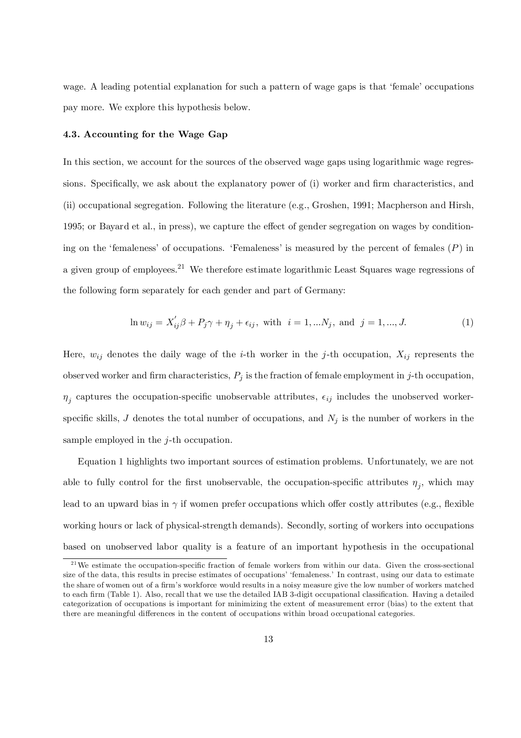wage. A leading potential explanation for such a pattern of wage gaps is that 'female' occupations pay more. We explore this hypothesis below.

### 4.3. Accounting for the Wage Gap

In this section, we account for the sources of the observed wage gaps using logarithmic wage regressions. Specifically, we ask about the explanatory power of (i) worker and firm characteristics, and (ii) occupational segregation. Following the literature (e.g., Groshen, 1991; Macpherson and Hirsh, 1995; or Bayard et al., in press), we capture the effect of gender segregation on wages by conditioning on the 'femaleness' of occupations. 'Femaleness' is measured by the percent of females ($P$) in a given group of employees.[21] We therefore estimate logarithmic Least Squares wage regressions of the following form separately for each gender and part of Germany:

$$\ln w_{ij} = X_{ij}^{'}\beta + P_j\gamma + \eta_j + \epsilon_{ij}, \text{ with } i = 1, ...N_j, \text{ and } j = 1, ..., J. \tag{1}$$

Here, $w_{ij}$ denotes the daily wage of the $i$-th worker in the $j$-th occupation, $X_{ij}$ represents the observed worker and firm characteristics, $P_j$ is the fraction of female employment in $j$-th occupation, $\eta_j$ captures the occupation-specific unobservable attributes, $\epsilon_{ij}$ includes the unobserved worker-specific skills, $J$ denotes the total number of occupations, and $N_j$ is the number of workers in the sample employed in the $j$-th occupation.

Equation 1 highlights two important sources of estimation problems. Unfortunately, we are not able to fully control for the first unobservable, the occupation-specific attributes $\eta_j$, which may lead to an upward bias in $\gamma$ if women prefer occupations which offer costly attributes (e.g., flexible working hours or lack of physical-strength demands). Secondly, sorting of workers into occupations based on unobserved labor quality is a feature of an important hypothesis in the occupational

[21] We estimate the occupation-specific fraction of female workers from within our data. Given the cross-sectional size of the data, this results in precise estimates of occupations' 'femaleness.' In contrast, using our data to estimate the share of women out of a firm's workforce would results in a noisy measure give the low number of workers matched to each firm (Table 1). Also, recall that we use the detailed IAB 3-digit occupational classification. Having a detailed categorization of occupations is important for minimizing the extent of measurement error (bias) to the extent that there are meaningful differences in the content of occupations within broad occupational categories.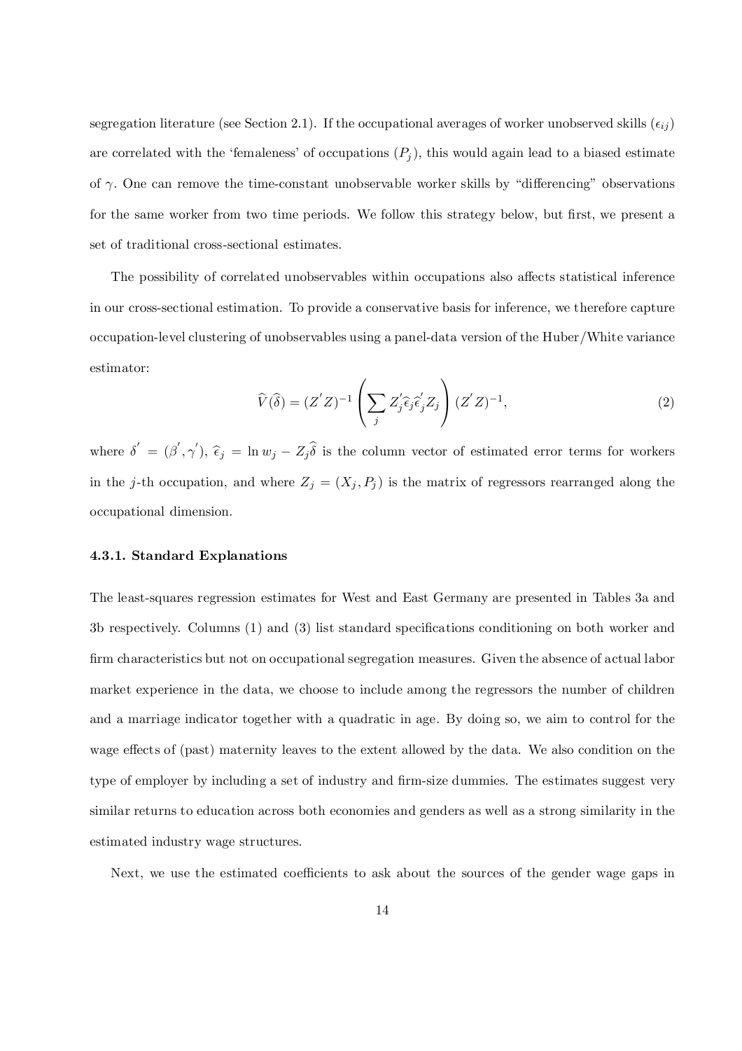segregation literature (see Section 2.1). If the occupational averages of worker unobserved skills ($\epsilon_{ij}$) are correlated with the 'femaleness' of occupations ($P_j$), this would again lead to a biased estimate of $\gamma$. One can remove the time-constant unobservable worker skills by "differencing" observations for the same worker from two time periods. We follow this strategy below, but first, we present a set of traditional cross-sectional estimates.

The possibility of correlated unobservables within occupations also affects statistical inference in our cross-sectional estimation. To provide a conservative basis for inference, we therefore capture occupation-level clustering of unobservables using a panel-data version of the Huber/White variance estimator:

$$\widehat{V}(\widehat{\delta}) = (Z^{'}Z)^{-1}\left(\sum_j Z_j^{'}\widehat{\epsilon}_j\widehat{\epsilon}_j^{'}Z_j\right)(Z^{'}Z)^{-1}, \tag{2}$$

where $\delta^{'} = (\beta^{'}, \gamma^{'})$, $\widehat{\epsilon}_j = \ln w_j - Z_j\widehat{\delta}$ is the column vector of estimated error terms for workers in the $j$-th occupation, and where $Z_j = (X_j, P_j)$ is the matrix of regressors rearranged along the occupational dimension.

#### 4.3.1. Standard Explanations

The least-squares regression estimates for West and East Germany are presented in Tables 3a and 3b respectively. Columns (1) and (3) list standard specifications conditioning on both worker and firm characteristics but not on occupational segregation measures. Given the absence of actual labor market experience in the data, we choose to include among the regressors the number of children and a marriage indicator together with a quadratic in age. By doing so, we aim to control for the wage effects of (past) maternity leaves to the extent allowed by the data. We also condition on the type of employer by including a set of industry and firm-size dummies. The estimates suggest very similar returns to education across both economies and genders as well as a strong similarity in the estimated industry wage structures.

Next, we use the estimated coefficients to ask about the sources of the gender wage gaps in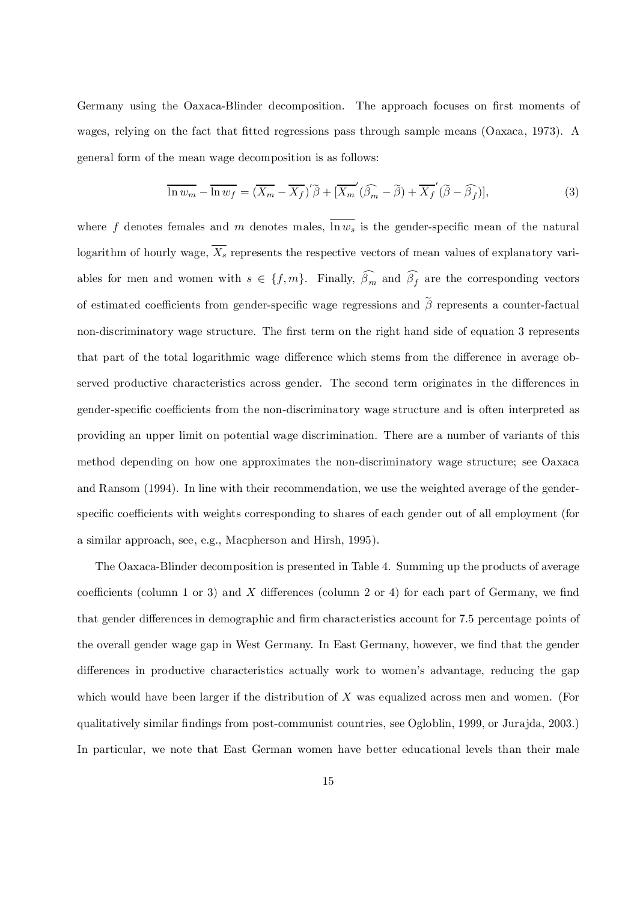Germany using the Oaxaca-Blinder decomposition. The approach focuses on first moments of wages, relying on the fact that fitted regressions pass through sample means (Oaxaca, 1973). A general form of the mean wage decomposition is as follows:

$$\overline{\ln w_m} - \overline{\ln w_f} = (\overline{X_m} - \overline{X_f})'\widetilde{\beta} + [\overline{X_m}'(\widehat{\beta_m} - \widetilde{\beta}) + \overline{X_f}'(\widetilde{\beta} - \widehat{\beta_f})], \tag{3}$$

where $f$ denotes females and $m$ denotes males, $\overline{\ln w_s}$ is the gender-specific mean of the natural logarithm of hourly wage, $\overline{X_s}$ represents the respective vectors of mean values of explanatory variables for men and women with $s \in \{f, m\}$. Finally, $\widehat{\beta_m}$ and $\widehat{\beta_f}$ are the corresponding vectors of estimated coefficients from gender-specific wage regressions and $\widetilde{\beta}$ represents a counter-factual non-discriminatory wage structure. The first term on the right hand side of equation 3 represents that part of the total logarithmic wage difference which stems from the difference in average observed productive characteristics across gender. The second term originates in the differences in gender-specific coefficients from the non-discriminatory wage structure and is often interpreted as providing an upper limit on potential wage discrimination. There are a number of variants of this method depending on how one approximates the non-discriminatory wage structure; see Oaxaca and Ransom (1994). In line with their recommendation, we use the weighted average of the gender-specific coefficients with weights corresponding to shares of each gender out of all employment (for a similar approach, see, e.g., Macpherson and Hirsh, 1995).

The Oaxaca-Blinder decomposition is presented in Table 4. Summing up the products of average coefficients (column 1 or 3) and $X$ differences (column 2 or 4) for each part of Germany, we find that gender differences in demographic and firm characteristics account for 7.5 percentage points of the overall gender wage gap in West Germany. In East Germany, however, we find that the gender differences in productive characteristics actually work to women's advantage, reducing the gap which would have been larger if the distribution of $X$ was equalized across men and women. (For qualitatively similar findings from post-communist countries, see Ogloblin, 1999, or Jurajda, 2003.) In particular, we note that East German women have better educational levels than their male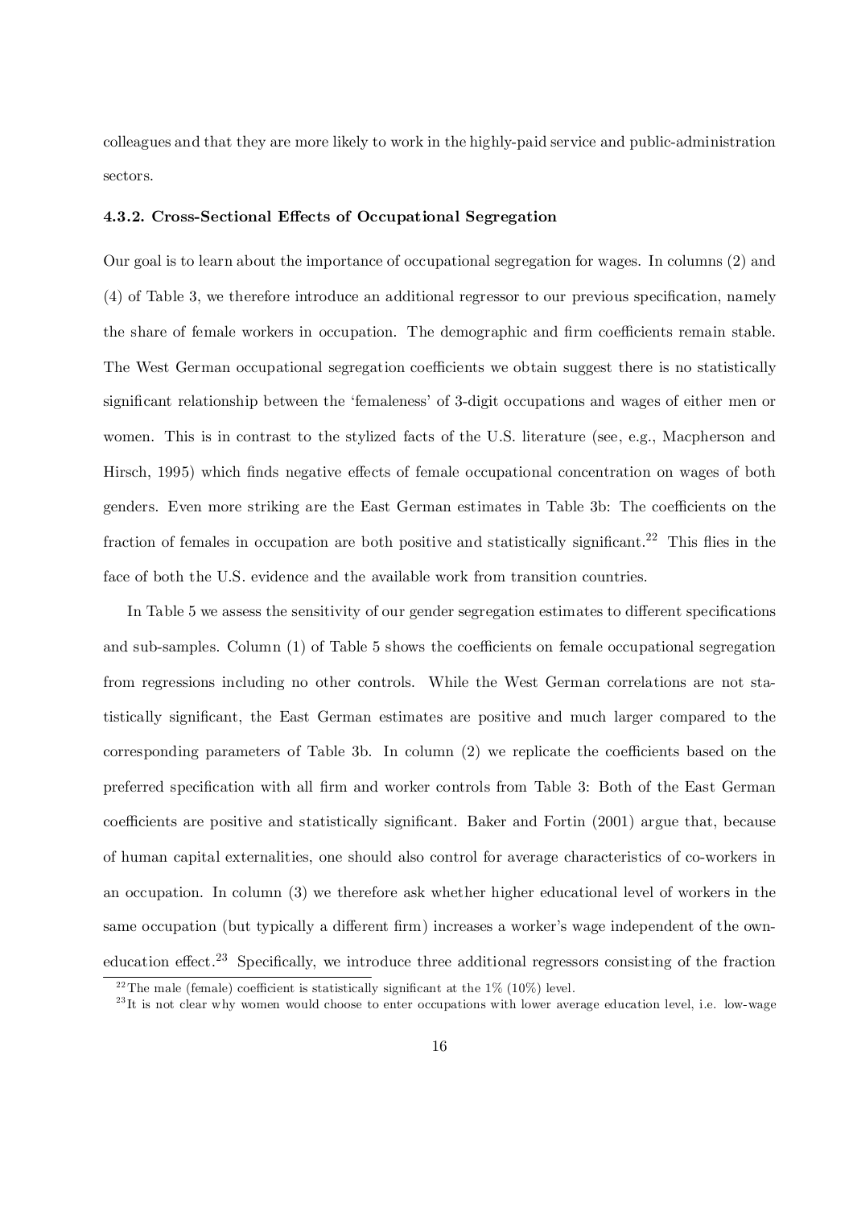colleagues and that they are more likely to work in the highly-paid service and public-administration sectors.

### 4.3.2. Cross-Sectional Effects of Occupational Segregation

Our goal is to learn about the importance of occupational segregation for wages. In columns (2) and (4) of Table 3, we therefore introduce an additional regressor to our previous specification, namely the share of female workers in occupation. The demographic and firm coefficients remain stable. The West German occupational segregation coefficients we obtain suggest there is no statistically significant relationship between the 'femaleness' of 3-digit occupations and wages of either men or women. This is in contrast to the stylized facts of the U.S. literature (see, e.g., Macpherson and Hirsch, 1995) which finds negative effects of female occupational concentration on wages of both genders. Even more striking are the East German estimates in Table 3b: The coefficients on the fraction of females in occupation are both positive and statistically significant.[22] This flies in the face of both the U.S. evidence and the available work from transition countries.

In Table 5 we assess the sensitivity of our gender segregation estimates to different specifications and sub-samples. Column (1) of Table 5 shows the coefficients on female occupational segregation from regressions including no other controls. While the West German correlations are not statistically significant, the East German estimates are positive and much larger compared to the corresponding parameters of Table 3b. In column (2) we replicate the coefficients based on the preferred specification with all firm and worker controls from Table 3: Both of the East German coefficients are positive and statistically significant. Baker and Fortin (2001) argue that, because of human capital externalities, one should also control for average characteristics of co-workers in an occupation. In column (3) we therefore ask whether higher educational level of workers in the same occupation (but typically a different firm) increases a worker's wage independent of the own-education effect.[23] Specifically, we introduce three additional regressors consisting of the fraction

[22] The male (female) coefficient is statistically significant at the 1% (10%) level.

[23] It is not clear why women would choose to enter occupations with lower average education level, i.e. low-wage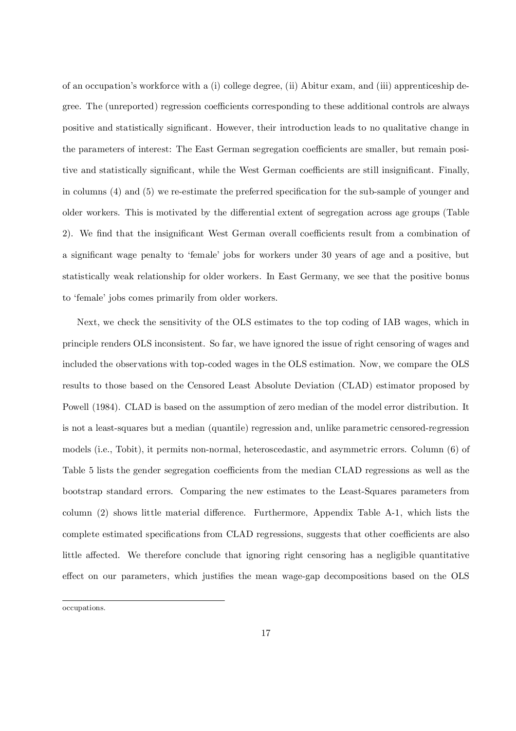of an occupation's workforce with a (i) college degree, (ii) Abitur exam, and (iii) apprenticeship degree. The (unreported) regression coefficients corresponding to these additional controls are always positive and statistically significant. However, their introduction leads to no qualitative change in the parameters of interest: The East German segregation coefficients are smaller, but remain positive and statistically significant, while the West German coefficients are still insignificant. Finally, in columns (4) and (5) we re-estimate the preferred specification for the sub-sample of younger and older workers. This is motivated by the differential extent of segregation across age groups (Table 2). We find that the insignificant West German overall coefficients result from a combination of a significant wage penalty to 'female' jobs for workers under 30 years of age and a positive, but statistically weak relationship for older workers. In East Germany, we see that the positive bonus to 'female' jobs comes primarily from older workers.

Next, we check the sensitivity of the OLS estimates to the top coding of IAB wages, which in principle renders OLS inconsistent. So far, we have ignored the issue of right censoring of wages and included the observations with top-coded wages in the OLS estimation. Now, we compare the OLS results to those based on the Censored Least Absolute Deviation (CLAD) estimator proposed by Powell (1984). CLAD is based on the assumption of zero median of the model error distribution. It is not a least-squares but a median (quantile) regression and, unlike parametric censored-regression models (i.e., Tobit), it permits non-normal, heteroscedastic, and asymmetric errors. Column (6) of Table 5 lists the gender segregation coefficients from the median CLAD regressions as well as the bootstrap standard errors. Comparing the new estimates to the Least-Squares parameters from column (2) shows little material difference. Furthermore, Appendix Table A-1, which lists the complete estimated specifications from CLAD regressions, suggests that other coefficients are also little affected. We therefore conclude that ignoring right censoring has a negligible quantitative effect on our parameters, which justifies the mean wage-gap decompositions based on the OLS

occupations.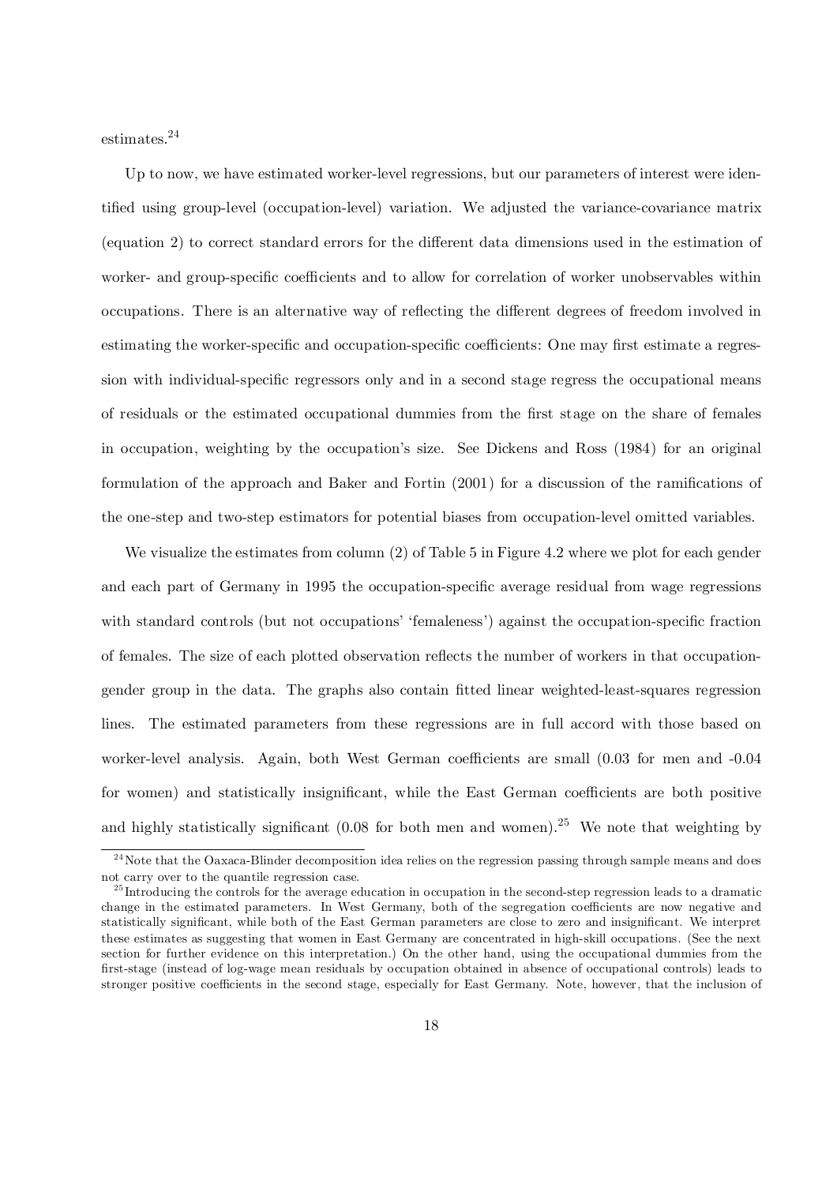estimates.[24]

Up to now, we have estimated worker-level regressions, but our parameters of interest were identified using group-level (occupation-level) variation. We adjusted the variance-covariance matrix (equation 2) to correct standard errors for the different data dimensions used in the estimation of worker- and group-specific coefficients and to allow for correlation of worker unobservables within occupations. There is an alternative way of reflecting the different degrees of freedom involved in estimating the worker-specific and occupation-specific coefficients: One may first estimate a regression with individual-specific regressors only and in a second stage regress the occupational means of residuals or the estimated occupational dummies from the first stage on the share of females in occupation, weighting by the occupation's size. See Dickens and Ross (1984) for an original formulation of the approach and Baker and Fortin (2001) for a discussion of the ramifications of the one-step and two-step estimators for potential biases from occupation-level omitted variables.

We visualize the estimates from column (2) of Table 5 in Figure 4.2 where we plot for each gender and each part of Germany in 1995 the occupation-specific average residual from wage regressions with standard controls (but not occupations' 'femaleness') against the occupation-specific fraction of females. The size of each plotted observation reflects the number of workers in that occupation-gender group in the data. The graphs also contain fitted linear weighted-least-squares regression lines. The estimated parameters from these regressions are in full accord with those based on worker-level analysis. Again, both West German coefficients are small (0.03 for men and -0.04 for women) and statistically insignificant, while the East German coefficients are both positive and highly statistically significant (0.08 for both men and women).[25] We note that weighting by

[24] Note that the Oaxaca-Blinder decomposition idea relies on the regression passing through sample means and does not carry over to the quantile regression case.

[25] Introducing the controls for the average education in occupation in the second-step regression leads to a dramatic change in the estimated parameters. In West Germany, both of the segregation coefficients are now negative and statistically significant, while both of the East German parameters are close to zero and insignificant. We interpret these estimates as suggesting that women in East Germany are concentrated in high-skill occupations. (See the next section for further evidence on this interpretation.) On the other hand, using the occupational dummies from the first-stage (instead of log-wage mean residuals by occupation obtained in absence of occupational controls) leads to stronger positive coefficients in the second stage, especially for East Germany. Note, however, that the inclusion of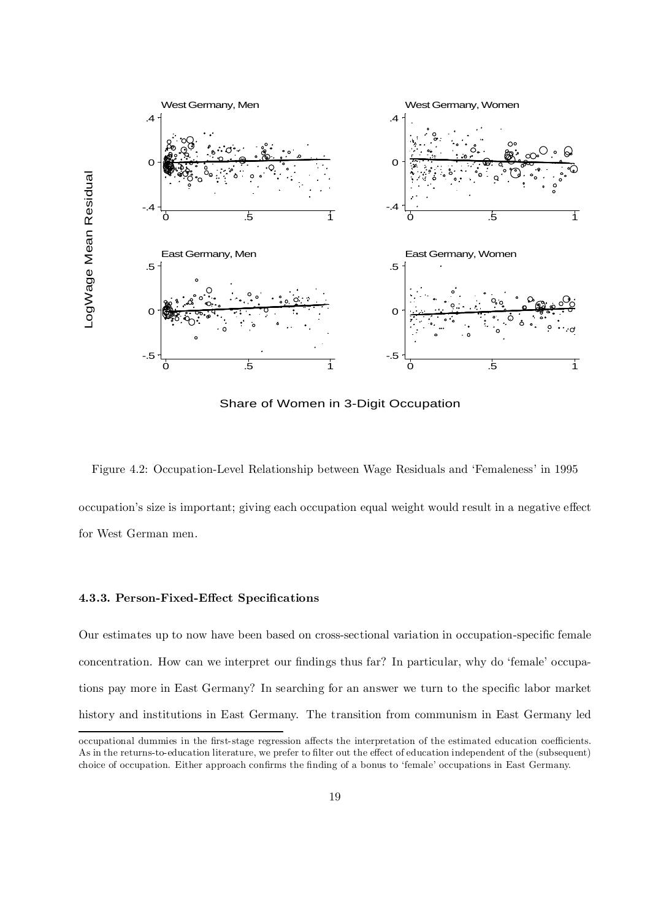Figure 4.2: Occupation-Level Relationship between Wage Residuals and 'Femaleness' in 1995

occupation's size is important; giving each occupation equal weight would result in a negative effect for West German men.

### 4.3.3. Person-Fixed-Effect Specifications

Our estimates up to now have been based on cross-sectional variation in occupation-specific female concentration. How can we interpret our findings thus far? In particular, why do 'female' occupations pay more in East Germany? In searching for an answer we turn to the specific labor market history and institutions in East Germany. The transition from communism in East Germany led

---

occupational dummies in the first-stage regression affects the interpretation of the estimated education coefficients. As in the returns-to-education literature, we prefer to filter out the effect of education independent of the (subsequent) choice of occupation. Either approach confirms the finding of a bonus to 'female' occupations in East Germany.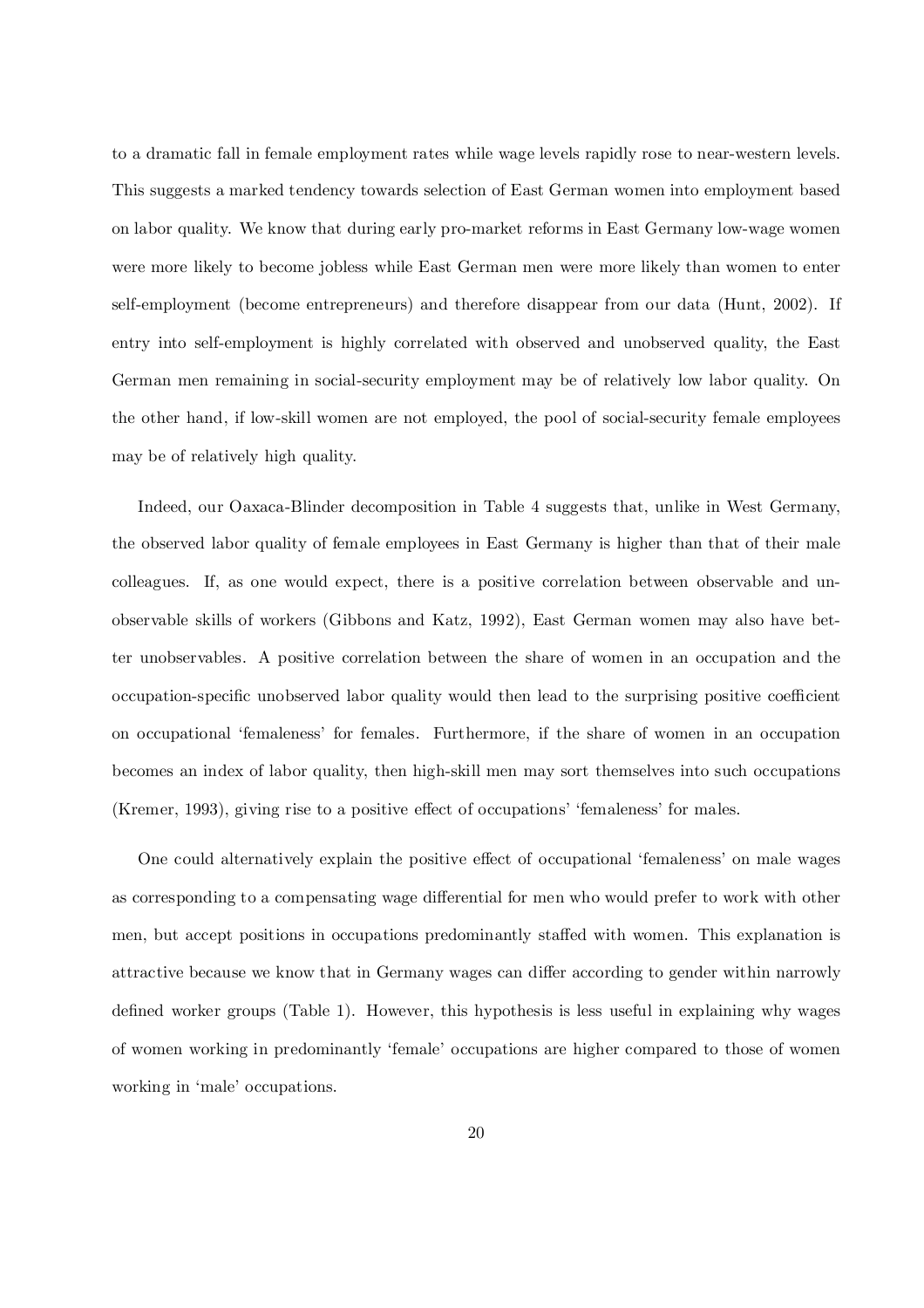to a dramatic fall in female employment rates while wage levels rapidly rose to near-western levels. This suggests a marked tendency towards selection of East German women into employment based on labor quality. We know that during early pro-market reforms in East Germany low-wage women were more likely to become jobless while East German men were more likely than women to enter self-employment (become entrepreneurs) and therefore disappear from our data (Hunt, 2002). If entry into self-employment is highly correlated with observed and unobserved quality, the East German men remaining in social-security employment may be of relatively low labor quality. On the other hand, if low-skill women are not employed, the pool of social-security female employees may be of relatively high quality.

Indeed, our Oaxaca-Blinder decomposition in Table 4 suggests that, unlike in West Germany, the observed labor quality of female employees in East Germany is higher than that of their male colleagues. If, as one would expect, there is a positive correlation between observable and unobservable skills of workers (Gibbons and Katz, 1992), East German women may also have better unobservables. A positive correlation between the share of women in an occupation and the occupation-specific unobserved labor quality would then lead to the surprising positive coefficient on occupational 'femaleness' for females. Furthermore, if the share of women in an occupation becomes an index of labor quality, then high-skill men may sort themselves into such occupations (Kremer, 1993), giving rise to a positive effect of occupations' 'femaleness' for males.

One could alternatively explain the positive effect of occupational 'femaleness' on male wages as corresponding to a compensating wage differential for men who would prefer to work with other men, but accept positions in occupations predominantly staffed with women. This explanation is attractive because we know that in Germany wages can differ according to gender within narrowly defined worker groups (Table 1). However, this hypothesis is less useful in explaining why wages of women working in predominantly 'female' occupations are higher compared to those of women working in 'male' occupations.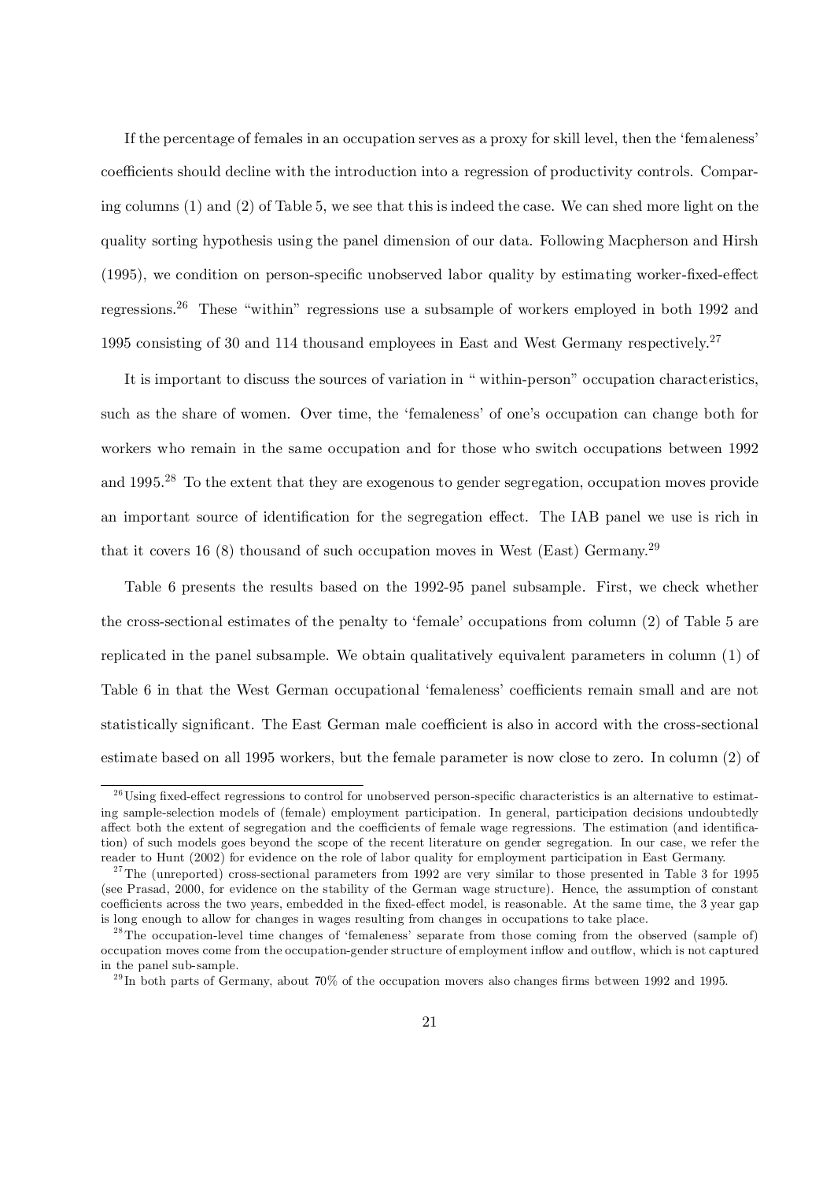If the percentage of females in an occupation serves as a proxy for skill level, then the 'femaleness' coefficients should decline with the introduction into a regression of productivity controls. Comparing columns (1) and (2) of Table 5, we see that this is indeed the case. We can shed more light on the quality sorting hypothesis using the panel dimension of our data. Following Macpherson and Hirsh (1995), we condition on person-specific unobserved labor quality by estimating worker-fixed-effect regressions.[26] These "within" regressions use a subsample of workers employed in both 1992 and 1995 consisting of 30 and 114 thousand employees in East and West Germany respectively.[27]

It is important to discuss the sources of variation in " within-person" occupation characteristics, such as the share of women. Over time, the 'femaleness' of one's occupation can change both for workers who remain in the same occupation and for those who switch occupations between 1992 and 1995.[28] To the extent that they are exogenous to gender segregation, occupation moves provide an important source of identification for the segregation effect. The IAB panel we use is rich in that it covers 16 (8) thousand of such occupation moves in West (East) Germany.[29]

Table 6 presents the results based on the 1992-95 panel subsample. First, we check whether the cross-sectional estimates of the penalty to 'female' occupations from column (2) of Table 5 are replicated in the panel subsample. We obtain qualitatively equivalent parameters in column (1) of Table 6 in that the West German occupational 'femaleness' coefficients remain small and are not statistically significant. The East German male coefficient is also in accord with the cross-sectional estimate based on all 1995 workers, but the female parameter is now close to zero. In column (2) of

[26] Using fixed-effect regressions to control for unobserved person-specific characteristics is an alternative to estimating sample-selection models of (female) employment participation. In general, participation decisions undoubtedly affect both the extent of segregation and the coefficients of female wage regressions. The estimation (and identification) of such models goes beyond the scope of the recent literature on gender segregation. In our case, we refer the reader to Hunt (2002) for evidence on the role of labor quality for employment participation in East Germany.

[27] The (unreported) cross-sectional parameters from 1992 are very similar to those presented in Table 3 for 1995 (see Prasad, 2000, for evidence on the stability of the German wage structure). Hence, the assumption of constant coefficients across the two years, embedded in the fixed-effect model, is reasonable. At the same time, the 3 year gap is long enough to allow for changes in wages resulting from changes in occupations to take place.

[28] The occupation-level time changes of 'femaleness' separate from those coming from the observed (sample of) occupation moves come from the occupation-gender structure of employment inflow and outflow, which is not captured in the panel sub-sample.

[29] In both parts of Germany, about 70% of the occupation movers also changes firms between 1992 and 1995.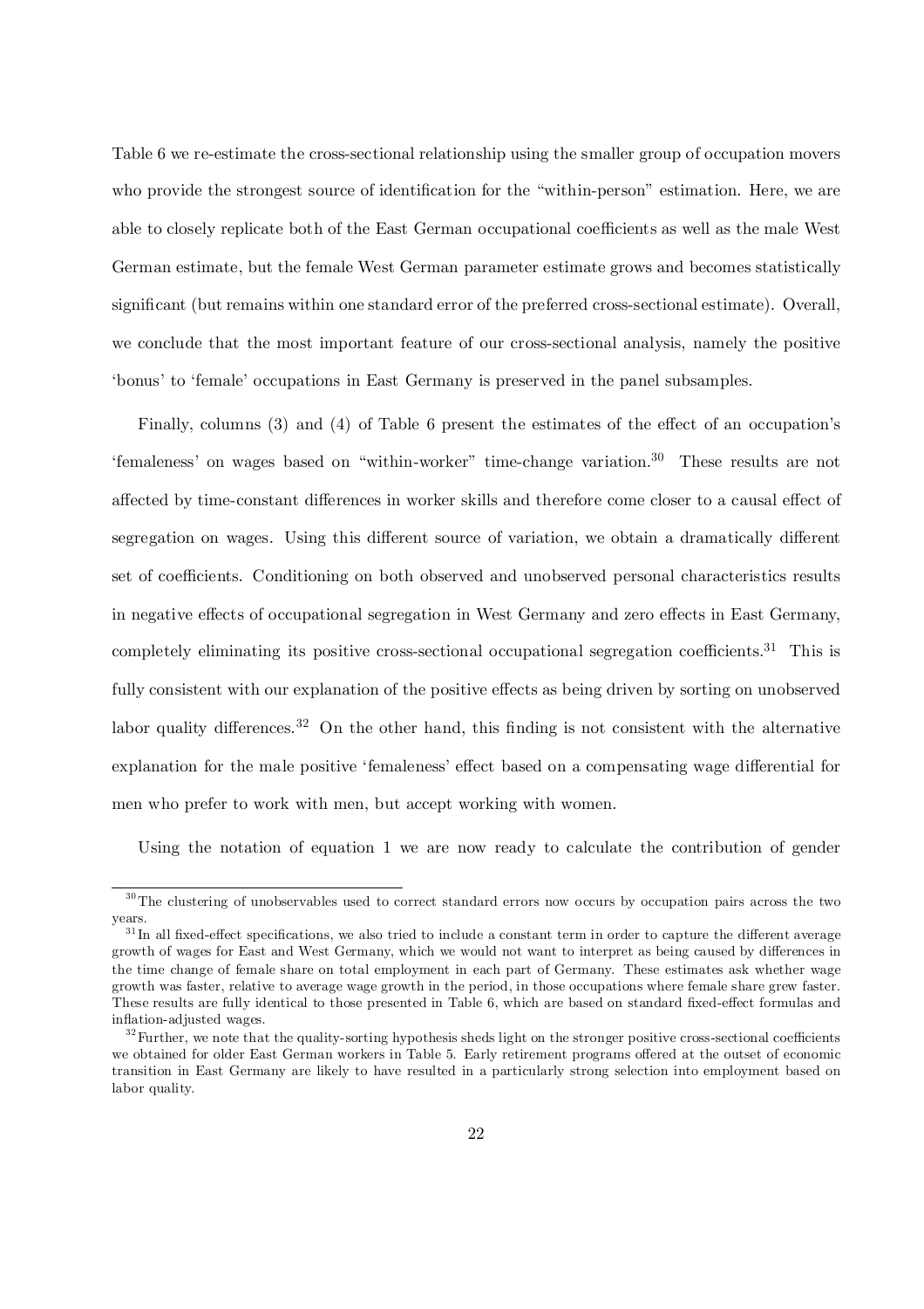Table 6 we re-estimate the cross-sectional relationship using the smaller group of occupation movers who provide the strongest source of identification for the "within-person" estimation. Here, we are able to closely replicate both of the East German occupational coefficients as well as the male West German estimate, but the female West German parameter estimate grows and becomes statistically significant (but remains within one standard error of the preferred cross-sectional estimate). Overall, we conclude that the most important feature of our cross-sectional analysis, namely the positive 'bonus' to 'female' occupations in East Germany is preserved in the panel subsamples.

Finally, columns (3) and (4) of Table 6 present the estimates of the effect of an occupation's 'femaleness' on wages based on "within-worker" time-change variation.[30] These results are not affected by time-constant differences in worker skills and therefore come closer to a causal effect of segregation on wages. Using this different source of variation, we obtain a dramatically different set of coefficients. Conditioning on both observed and unobserved personal characteristics results in negative effects of occupational segregation in West Germany and zero effects in East Germany, completely eliminating its positive cross-sectional occupational segregation coefficients.[31] This is fully consistent with our explanation of the positive effects as being driven by sorting on unobserved labor quality differences.[32] On the other hand, this finding is not consistent with the alternative explanation for the male positive 'femaleness' effect based on a compensating wage differential for men who prefer to work with men, but accept working with women.

Using the notation of equation 1 we are now ready to calculate the contribution of gender

[30] The clustering of unobservables used to correct standard errors now occurs by occupation pairs across the two years.

[31] In all fixed-effect specifications, we also tried to include a constant term in order to capture the different average growth of wages for East and West Germany, which we would not want to interpret as being caused by differences in the time change of female share on total employment in each part of Germany. These estimates ask whether wage growth was faster, relative to average wage growth in the period, in those occupations where female share grew faster. These results are fully identical to those presented in Table 6, which are based on standard fixed-effect formulas and inflation-adjusted wages.

[32] Further, we note that the quality-sorting hypothesis sheds light on the stronger positive cross-sectional coefficients we obtained for older East German workers in Table 5. Early retirement programs offered at the outset of economic transition in East Germany are likely to have resulted in a particularly strong selection into employment based on labor quality.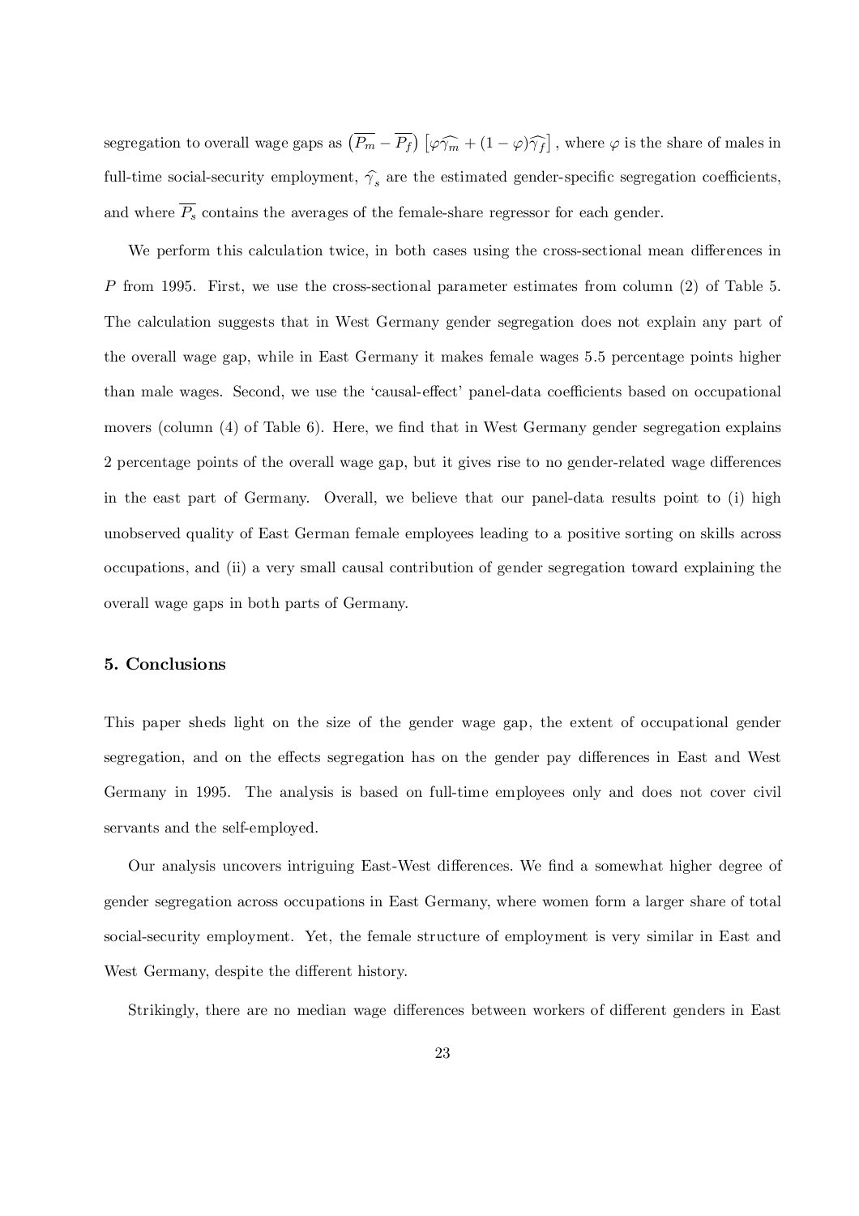segregation to overall wage gaps as $\left(\overline{P_m} - \overline{P_f}\right)\left[\varphi\widehat{\gamma_m} + (1-\varphi)\widehat{\gamma_f}\right]$, where $\varphi$ is the share of males in full-time social-security employment, $\widehat{\gamma}_s$ are the estimated gender-specific segregation coefficients, and where $\overline{P_s}$ contains the averages of the female-share regressor for each gender.

We perform this calculation twice, in both cases using the cross-sectional mean differences in $P$ from 1995. First, we use the cross-sectional parameter estimates from column (2) of Table 5. The calculation suggests that in West Germany gender segregation does not explain any part of the overall wage gap, while in East Germany it makes female wages 5.5 percentage points higher than male wages. Second, we use the 'causal-effect' panel-data coefficients based on occupational movers (column (4) of Table 6). Here, we find that in West Germany gender segregation explains 2 percentage points of the overall wage gap, but it gives rise to no gender-related wage differences in the east part of Germany. Overall, we believe that our panel-data results point to (i) high unobserved quality of East German female employees leading to a positive sorting on skills across occupations, and (ii) a very small causal contribution of gender segregation toward explaining the overall wage gaps in both parts of Germany.

### 5. Conclusions

This paper sheds light on the size of the gender wage gap, the extent of occupational gender segregation, and on the effects segregation has on the gender pay differences in East and West Germany in 1995. The analysis is based on full-time employees only and does not cover civil servants and the self-employed.

Our analysis uncovers intriguing East-West differences. We find a somewhat higher degree of gender segregation across occupations in East Germany, where women form a larger share of total social-security employment. Yet, the female structure of employment is very similar in East and West Germany, despite the different history.

Strikingly, there are no median wage differences between workers of different genders in East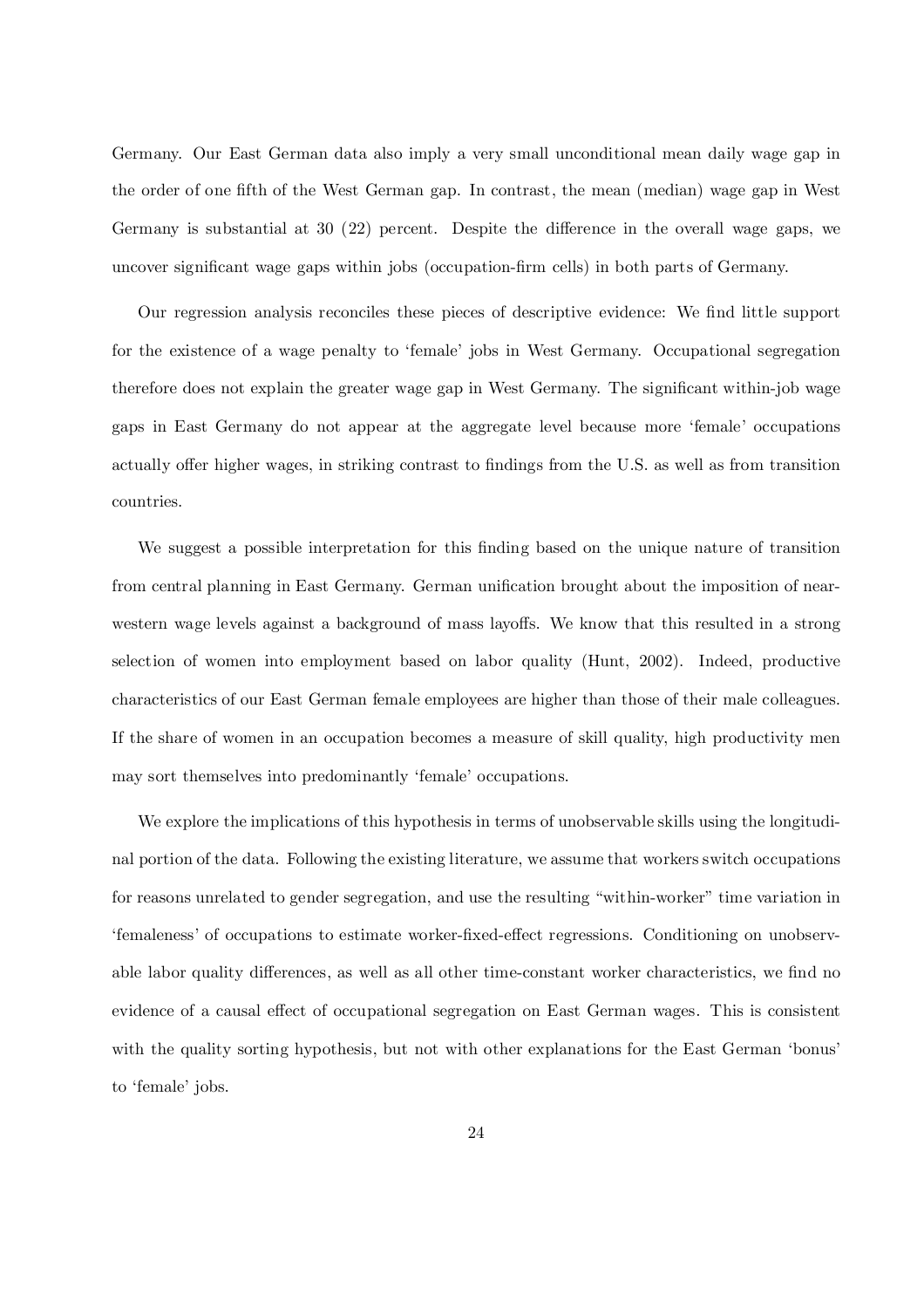Germany. Our East German data also imply a very small unconditional mean daily wage gap in the order of one fifth of the West German gap. In contrast, the mean (median) wage gap in West Germany is substantial at 30 (22) percent. Despite the difference in the overall wage gaps, we uncover significant wage gaps within jobs (occupation-firm cells) in both parts of Germany.

Our regression analysis reconciles these pieces of descriptive evidence: We find little support for the existence of a wage penalty to 'female' jobs in West Germany. Occupational segregation therefore does not explain the greater wage gap in West Germany. The significant within-job wage gaps in East Germany do not appear at the aggregate level because more 'female' occupations actually offer higher wages, in striking contrast to findings from the U.S. as well as from transition countries.

We suggest a possible interpretation for this finding based on the unique nature of transition from central planning in East Germany. German unification brought about the imposition of near-western wage levels against a background of mass layoffs. We know that this resulted in a strong selection of women into employment based on labor quality (Hunt, 2002). Indeed, productive characteristics of our East German female employees are higher than those of their male colleagues. If the share of women in an occupation becomes a measure of skill quality, high productivity men may sort themselves into predominantly 'female' occupations.

We explore the implications of this hypothesis in terms of unobservable skills using the longitudinal portion of the data. Following the existing literature, we assume that workers switch occupations for reasons unrelated to gender segregation, and use the resulting "within-worker" time variation in 'femaleness' of occupations to estimate worker-fixed-effect regressions. Conditioning on unobservable labor quality differences, as well as all other time-constant worker characteristics, we find no evidence of a causal effect of occupational segregation on East German wages. This is consistent with the quality sorting hypothesis, but not with other explanations for the East German 'bonus' to 'female' jobs.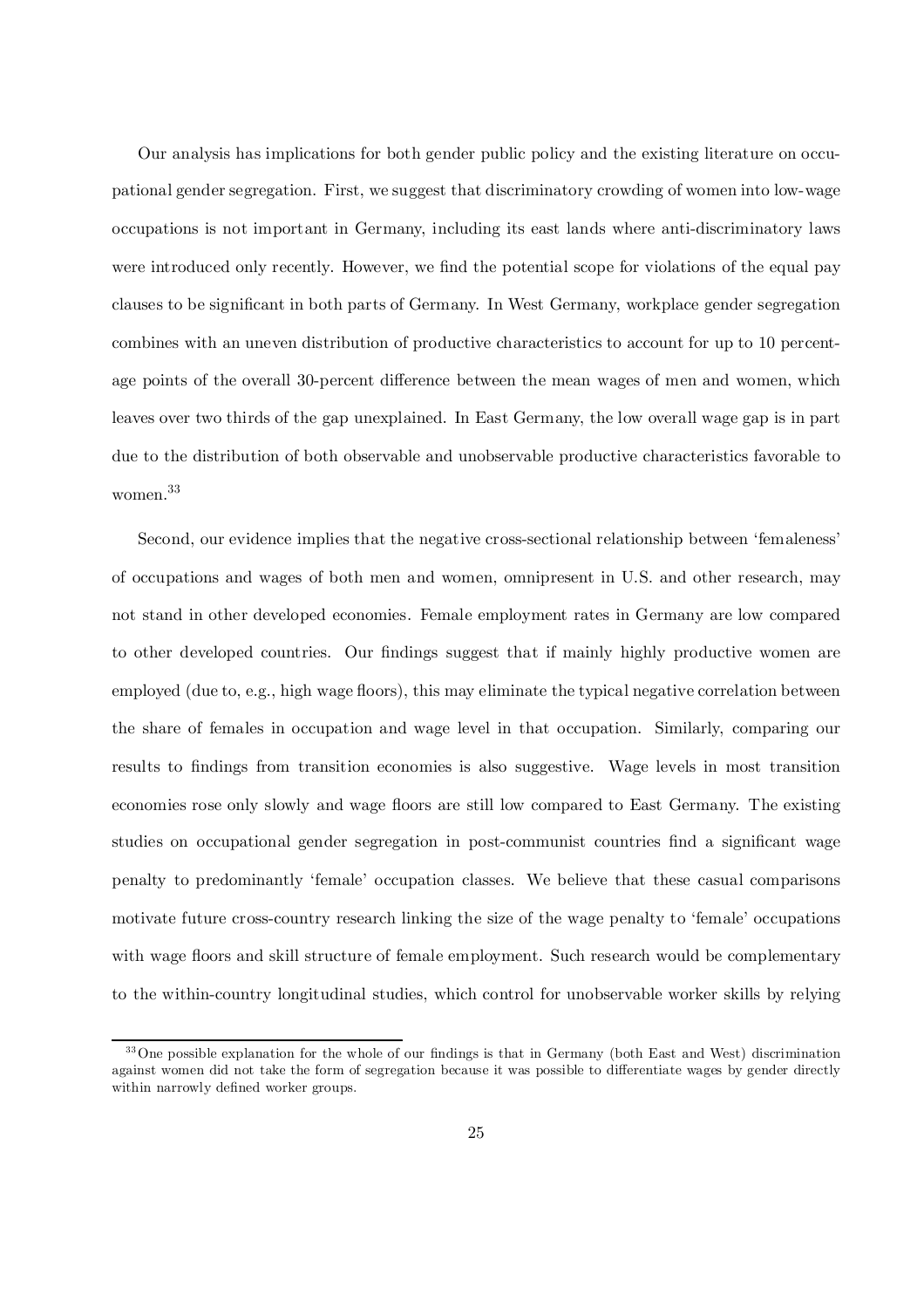Our analysis has implications for both gender public policy and the existing literature on occupational gender segregation. First, we suggest that discriminatory crowding of women into low-wage occupations is not important in Germany, including its east lands where anti-discriminatory laws were introduced only recently. However, we find the potential scope for violations of the equal pay clauses to be significant in both parts of Germany. In West Germany, workplace gender segregation combines with an uneven distribution of productive characteristics to account for up to 10 percentage points of the overall 30-percent difference between the mean wages of men and women, which leaves over two thirds of the gap unexplained. In East Germany, the low overall wage gap is in part due to the distribution of both observable and unobservable productive characteristics favorable to women.[33]

Second, our evidence implies that the negative cross-sectional relationship between 'femaleness' of occupations and wages of both men and women, omnipresent in U.S. and other research, may not stand in other developed economies. Female employment rates in Germany are low compared to other developed countries. Our findings suggest that if mainly highly productive women are employed (due to, e.g., high wage floors), this may eliminate the typical negative correlation between the share of females in occupation and wage level in that occupation. Similarly, comparing our results to findings from transition economies is also suggestive. Wage levels in most transition economies rose only slowly and wage floors are still low compared to East Germany. The existing studies on occupational gender segregation in post-communist countries find a significant wage penalty to predominantly 'female' occupation classes. We believe that these casual comparisons motivate future cross-country research linking the size of the wage penalty to 'female' occupations with wage floors and skill structure of female employment. Such research would be complementary to the within-country longitudinal studies, which control for unobservable worker skills by relying

[33] One possible explanation for the whole of our findings is that in Germany (both East and West) discrimination against women did not take the form of segregation because it was possible to differentiate wages by gender directly within narrowly defined worker groups.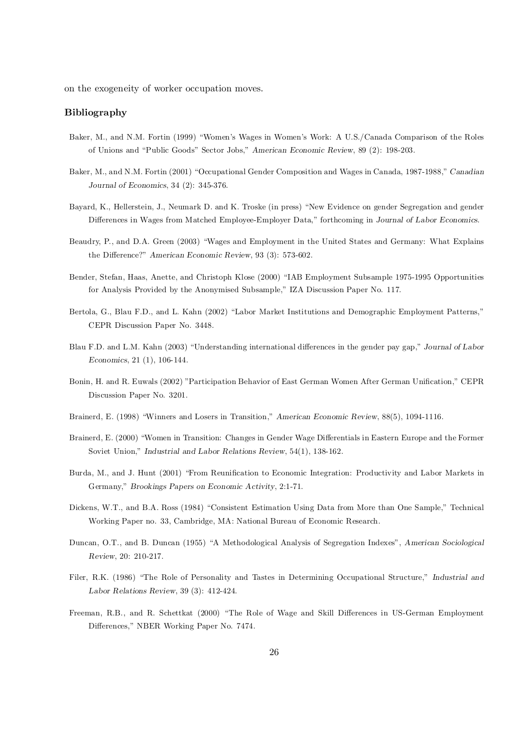on the exogeneity of worker occupation moves.

### Bibliography

Baker, M., and N.M. Fortin (1999) "Women's Wages in Women's Work: A U.S./Canada Comparison of the Roles of Unions and "Public Goods" Sector Jobs," *American Economic Review*, 89 (2): 198-203.

Baker, M., and N.M. Fortin (2001) "Occupational Gender Composition and Wages in Canada, 1987-1988," *Canadian Journal of Economics*, 34 (2): 345-376.

Bayard, K., Hellerstein, J., Neumark D. and K. Troske (in press) "New Evidence on gender Segregation and gender Differences in Wages from Matched Employee-Employer Data," forthcoming in *Journal of Labor Economics*.

Beaudry, P., and D.A. Green (2003) "Wages and Employment in the United States and Germany: What Explains the Difference?" *American Economic Review*, 93 (3): 573-602.

Bender, Stefan, Haas, Anette, and Christoph Klose (2000) "IAB Employment Subsample 1975-1995 Opportunities for Analysis Provided by the Anonymised Subsample," IZA Discussion Paper No. 117.

Bertola, G., Blau F.D., and L. Kahn (2002) "Labor Market Institutions and Demographic Employment Patterns," CEPR Discussion Paper No. 3448.

Blau F.D. and L.M. Kahn (2003) "Understanding international differences in the gender pay gap," *Journal of Labor Economics*, 21 (1), 106-144.

Bonin, H. and R. Euwals (2002) "Participation Behavior of East German Women After German Unification," CEPR Discussion Paper No. 3201.

Brainerd, E. (1998) "Winners and Losers in Transition," *American Economic Review*, 88(5), 1094-1116.

Brainerd, E. (2000) "Women in Transition: Changes in Gender Wage Differentials in Eastern Europe and the Former Soviet Union," *Industrial and Labor Relations Review*, 54(1), 138-162.

Burda, M., and J. Hunt (2001) "From Reunification to Economic Integration: Productivity and Labor Markets in Germany," *Brookings Papers on Economic Activity*, 2:1-71.

Dickens, W.T., and B.A. Ross (1984) "Consistent Estimation Using Data from More than One Sample," Technical Working Paper no. 33, Cambridge, MA: National Bureau of Economic Research.

Duncan, O.T., and B. Duncan (1955) "A Methodological Analysis of Segregation Indexes", *American Sociological Review*, 20: 210-217.

Filer, R.K. (1986) "The Role of Personality and Tastes in Determining Occupational Structure," *Industrial and Labor Relations Review*, 39 (3): 412-424.

Freeman, R.B., and R. Schettkat (2000) "The Role of Wage and Skill Differences in US-German Employment Differences," NBER Working Paper No. 7474.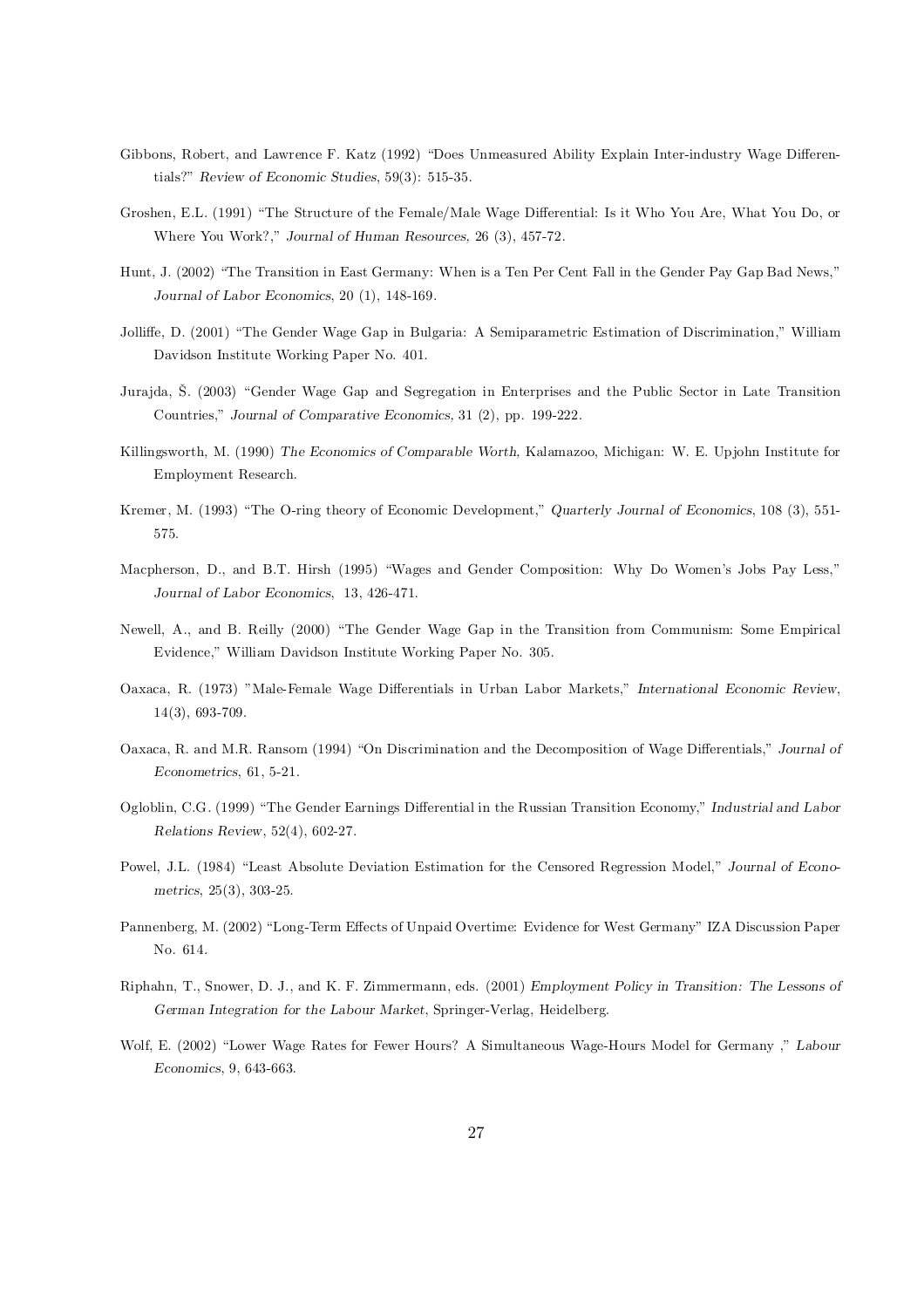Gibbons, Robert, and Lawrence F. Katz (1992) "Does Unmeasured Ability Explain Inter-industry Wage Differentials?" *Review of Economic Studies*, 59(3): 515-35.

Groshen, E.L. (1991) "The Structure of the Female/Male Wage Differential: Is it Who You Are, What You Do, or Where You Work?," *Journal of Human Resources,* 26 (3), 457-72.

Hunt, J. (2002) "The Transition in East Germany: When is a Ten Per Cent Fall in the Gender Pay Gap Bad News," *Journal of Labor Economics*, 20 (1), 148-169.

Jolliffe, D. (2001) "The Gender Wage Gap in Bulgaria: A Semiparametric Estimation of Discrimination," William Davidson Institute Working Paper No. 401.

Jurajda, Š. (2003) "Gender Wage Gap and Segregation in Enterprises and the Public Sector in Late Transition Countries," *Journal of Comparative Economics,* 31 (2), pp. 199-222.

Killingsworth, M. (1990) *The Economics of Comparable Worth,* Kalamazoo, Michigan: W. E. Upjohn Institute for Employment Research.

Kremer, M. (1993) "The O-ring theory of Economic Development," *Quarterly Journal of Economics*, 108 (3), 551-575.

Macpherson, D., and B.T. Hirsh (1995) "Wages and Gender Composition: Why Do Women's Jobs Pay Less," *Journal of Labor Economics*, 13, 426-471.

Newell, A., and B. Reilly (2000) "The Gender Wage Gap in the Transition from Communism: Some Empirical Evidence," William Davidson Institute Working Paper No. 305.

Oaxaca, R. (1973) "Male-Female Wage Differentials in Urban Labor Markets," *International Economic Review*, 14(3), 693-709.

Oaxaca, R. and M.R. Ransom (1994) "On Discrimination and the Decomposition of Wage Differentials," *Journal of Econometrics*, 61, 5-21.

Ogloblin, C.G. (1999) "The Gender Earnings Differential in the Russian Transition Economy," *Industrial and Labor Relations Review*, 52(4), 602-27.

Powel, J.L. (1984) "Least Absolute Deviation Estimation for the Censored Regression Model," *Journal of Econometrics*, 25(3), 303-25.

Pannenberg, M. (2002) "Long-Term Effects of Unpaid Overtime: Evidence for West Germany" IZA Discussion Paper No. 614.

Riphahn, T., Snower, D. J., and K. F. Zimmermann, eds. (2001) *Employment Policy in Transition: The Lessons of German Integration for the Labour Market*, Springer-Verlag, Heidelberg.

Wolf, E. (2002) "Lower Wage Rates for Fewer Hours? A Simultaneous Wage-Hours Model for Germany ," *Labour Economics*, 9, 643-663.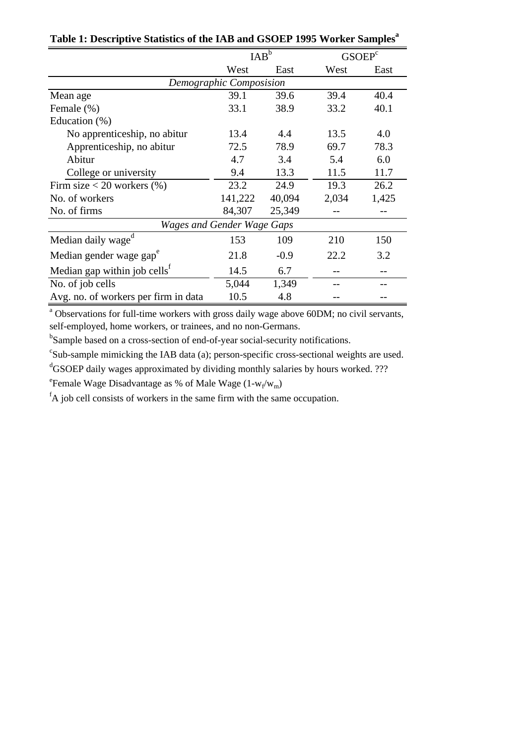**Table 1: Descriptive Statistics of the IAB and GSOEP 1995 Worker Samples[a]**

| | IAB[b] | | GSOEP[c] | |
|---|---|---|---|---|
| | West | East | West | East |
| *Demographic Composision* | | | | |
| Mean age | 39.1 | 39.6 | 39.4 | 40.4 |
| Female (%) | 33.1 | 38.9 | 33.2 | 40.1 |
| Education (%) | | | | |
| No apprenticeship, no abitur | 13.4 | 4.4 | 13.5 | 4.0 |
| Apprenticeship, no abitur | 72.5 | 78.9 | 69.7 | 78.3 |
| Abitur | 4.7 | 3.4 | 5.4 | 6.0 |
| College or university | 9.4 | 13.3 | 11.5 | 11.7 |
| Firm size < 20 workers (%) | 23.2 | 24.9 | 19.3 | 26.2 |
| No. of workers | 141,222 | 40,094 | 2,034 | 1,425 |
| No. of firms | 84,307 | 25,349 | -- | -- |
| *Wages and Gender Wage Gaps* | | | | |
| Median daily wage[d] | 153 | 109 | 210 | 150 |
| Median gender wage gap[e] | 21.8 | -0.9 | 22.2 | 3.2 |
| Median gap within job cells[f] | 14.5 | 6.7 | -- | -- |
| No. of job cells | 5,044 | 1,349 | -- | -- |
| Avg. no. of workers per firm in data | 10.5 | 4.8 | -- | -- |

[a] Observations for full-time workers with gross daily wage above 60DM; no civil servants, self-employed, home workers, or trainees, and no non-Germans.

[b]Sample based on a cross-section of end-of-year social-security notifications.

[c]Sub-sample mimicking the IAB data (a); person-specific cross-sectional weights are used.

[d]GSOEP daily wages approximated by dividing monthly salaries by hours worked. ???

[e]Female Wage Disadvantage as % of Male Wage ($1-w_f/w_m$)

[f]A job cell consists of workers in the same firm with the same occupation.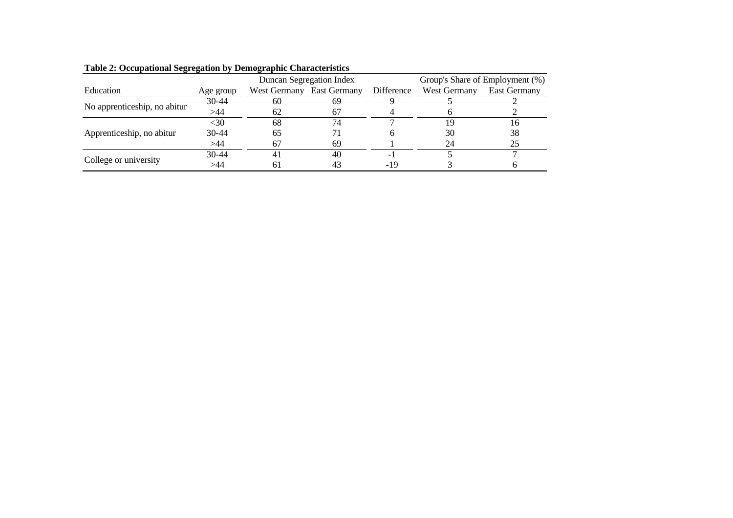**Table 2: Occupational Segregation by Demographic Characteristics**

| | | Duncan Segregation Index | | | Group's Share of Employment (%) | |
|---|---|---|---|---|---|---|
| Education | Age group | West Germany | East Germany | Difference | West Germany | East Germany |
| No apprenticeship, no abitur | 30-44 | 60 | 69 | 9 | 5 | 2 |
| | >44 | 62 | 67 | 4 | 6 | 2 |
| Apprenticeship, no abitur | <30 | 68 | 74 | 7 | 19 | 16 |
| | 30-44 | 65 | 71 | 6 | 30 | 38 |
| | >44 | 67 | 69 | 1 | 24 | 25 |
| College or university | 30-44 | 41 | 40 | -1 | 5 | 7 |
| | >44 | 61 | 43 | -19 | 3 | 6 |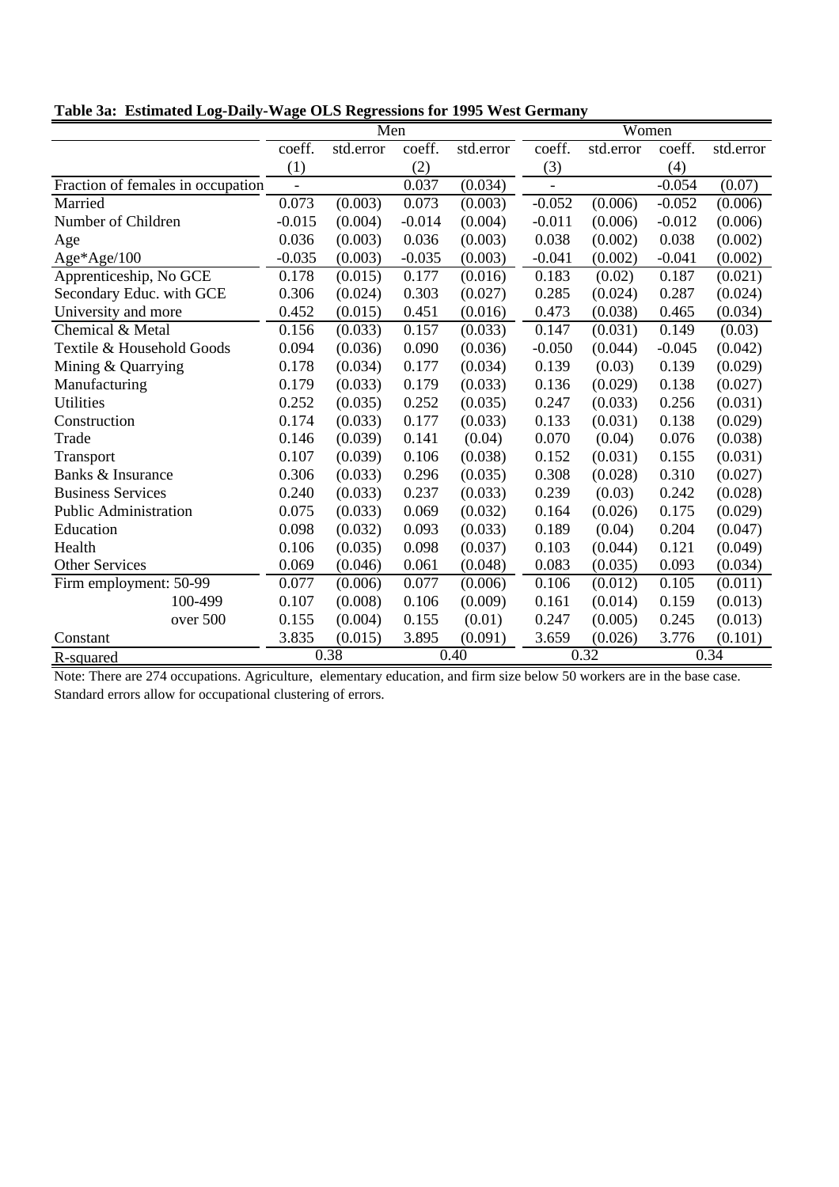**Table 3a: Estimated Log-Daily-Wage OLS Regressions for 1995 West Germany**

| | Men | | | | Women | | | |
|---|---|---|---|---|---|---|---|---|
| | coeff. | std.error | coeff. | std.error | coeff. | std.error | coeff. | std.error |
| | (1) | | (2) | | (3) | | (4) | |
| Fraction of females in occupation | - | | 0.037 | (0.034) | - | | -0.054 | (0.07) |
| Married | 0.073 | (0.003) | 0.073 | (0.003) | -0.052 | (0.006) | -0.052 | (0.006) |
| Number of Children | -0.015 | (0.004) | -0.014 | (0.004) | -0.011 | (0.006) | -0.012 | (0.006) |
| Age | 0.036 | (0.003) | 0.036 | (0.003) | 0.038 | (0.002) | 0.038 | (0.002) |
| Age*Age/100 | -0.035 | (0.003) | -0.035 | (0.003) | -0.041 | (0.002) | -0.041 | (0.002) |
| Apprenticeship, No GCE | 0.178 | (0.015) | 0.177 | (0.016) | 0.183 | (0.02) | 0.187 | (0.021) |
| Secondary Educ. with GCE | 0.306 | (0.024) | 0.303 | (0.027) | 0.285 | (0.024) | 0.287 | (0.024) |
| University and more | 0.452 | (0.015) | 0.451 | (0.016) | 0.473 | (0.038) | 0.465 | (0.034) |
| Chemical & Metal | 0.156 | (0.033) | 0.157 | (0.033) | 0.147 | (0.031) | 0.149 | (0.03) |
| Textile & Household Goods | 0.094 | (0.036) | 0.090 | (0.036) | -0.050 | (0.044) | -0.045 | (0.042) |
| Mining & Quarrying | 0.178 | (0.034) | 0.177 | (0.034) | 0.139 | (0.03) | 0.139 | (0.029) |
| Manufacturing | 0.179 | (0.033) | 0.179 | (0.033) | 0.136 | (0.029) | 0.138 | (0.027) |
| Utilities | 0.252 | (0.035) | 0.252 | (0.035) | 0.247 | (0.033) | 0.256 | (0.031) |
| Construction | 0.174 | (0.033) | 0.177 | (0.033) | 0.133 | (0.031) | 0.138 | (0.029) |
| Trade | 0.146 | (0.039) | 0.141 | (0.04) | 0.070 | (0.04) | 0.076 | (0.038) |
| Transport | 0.107 | (0.039) | 0.106 | (0.038) | 0.152 | (0.031) | 0.155 | (0.031) |
| Banks & Insurance | 0.306 | (0.033) | 0.296 | (0.035) | 0.308 | (0.028) | 0.310 | (0.027) |
| Business Services | 0.240 | (0.033) | 0.237 | (0.033) | 0.239 | (0.03) | 0.242 | (0.028) |
| Public Administration | 0.075 | (0.033) | 0.069 | (0.032) | 0.164 | (0.026) | 0.175 | (0.029) |
| Education | 0.098 | (0.032) | 0.093 | (0.033) | 0.189 | (0.04) | 0.204 | (0.047) |
| Health | 0.106 | (0.035) | 0.098 | (0.037) | 0.103 | (0.044) | 0.121 | (0.049) |
| Other Services | 0.069 | (0.046) | 0.061 | (0.048) | 0.083 | (0.035) | 0.093 | (0.034) |
| Firm employment: 50-99 | 0.077 | (0.006) | 0.077 | (0.006) | 0.106 | (0.012) | 0.105 | (0.011) |
| 100-499 | 0.107 | (0.008) | 0.106 | (0.009) | 0.161 | (0.014) | 0.159 | (0.013) |
| over 500 | 0.155 | (0.004) | 0.155 | (0.01) | 0.247 | (0.005) | 0.245 | (0.013) |
| Constant | 3.835 | (0.015) | 3.895 | (0.091) | 3.659 | (0.026) | 3.776 | (0.101) |
| R-squared | 0.38 | | 0.40 | | 0.32 | | 0.34 | |

Note: There are 274 occupations. Agriculture, elementary education, and firm size below 50 workers are in the base case. Standard errors allow for occupational clustering of errors.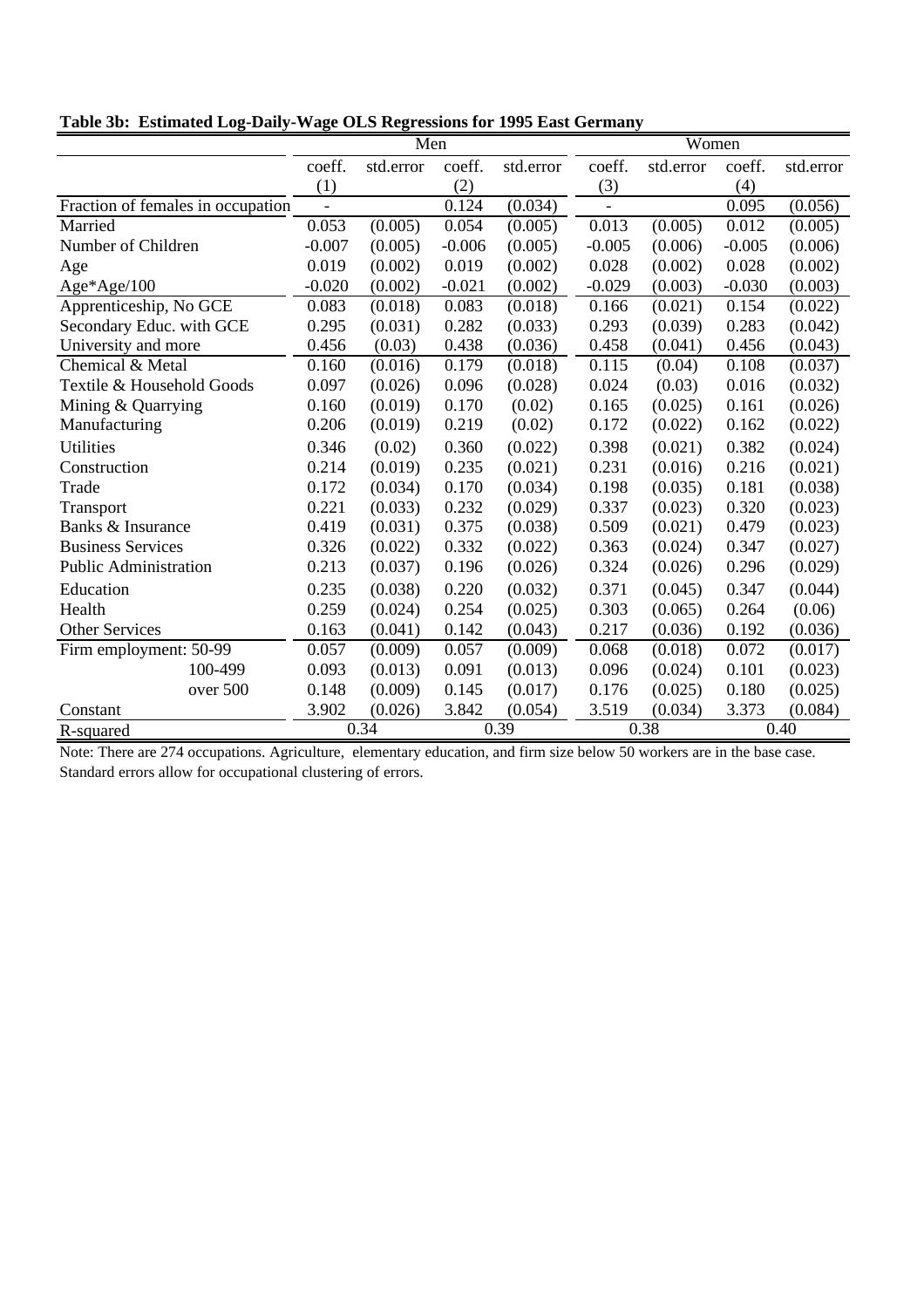**Table 3b: Estimated Log-Daily-Wage OLS Regressions for 1995 East Germany**

| | Men | | | | Women | | | |
|---|---|---|---|---|---|---|---|---|
| | coeff. | std.error | coeff. | std.error | coeff. | std.error | coeff. | std.error |
| | (1) | | (2) | | (3) | | (4) | |
| Fraction of females in occupation | - | | 0.124 | (0.034) | - | | 0.095 | (0.056) |
| Married | 0.053 | (0.005) | 0.054 | (0.005) | 0.013 | (0.005) | 0.012 | (0.005) |
| Number of Children | -0.007 | (0.005) | -0.006 | (0.005) | -0.005 | (0.006) | -0.005 | (0.006) |
| Age | 0.019 | (0.002) | 0.019 | (0.002) | 0.028 | (0.002) | 0.028 | (0.002) |
| Age*Age/100 | -0.020 | (0.002) | -0.021 | (0.002) | -0.029 | (0.003) | -0.030 | (0.003) |
| Apprenticeship, No GCE | 0.083 | (0.018) | 0.083 | (0.018) | 0.166 | (0.021) | 0.154 | (0.022) |
| Secondary Educ. with GCE | 0.295 | (0.031) | 0.282 | (0.033) | 0.293 | (0.039) | 0.283 | (0.042) |
| University and more | 0.456 | (0.03) | 0.438 | (0.036) | 0.458 | (0.041) | 0.456 | (0.043) |
| Chemical & Metal | 0.160 | (0.016) | 0.179 | (0.018) | 0.115 | (0.04) | 0.108 | (0.037) |
| Textile & Household Goods | 0.097 | (0.026) | 0.096 | (0.028) | 0.024 | (0.03) | 0.016 | (0.032) |
| Mining & Quarrying | 0.160 | (0.019) | 0.170 | (0.02) | 0.165 | (0.025) | 0.161 | (0.026) |
| Manufacturing | 0.206 | (0.019) | 0.219 | (0.02) | 0.172 | (0.022) | 0.162 | (0.022) |
| Utilities | 0.346 | (0.02) | 0.360 | (0.022) | 0.398 | (0.021) | 0.382 | (0.024) |
| Construction | 0.214 | (0.019) | 0.235 | (0.021) | 0.231 | (0.016) | 0.216 | (0.021) |
| Trade | 0.172 | (0.034) | 0.170 | (0.034) | 0.198 | (0.035) | 0.181 | (0.038) |
| Transport | 0.221 | (0.033) | 0.232 | (0.029) | 0.337 | (0.023) | 0.320 | (0.023) |
| Banks & Insurance | 0.419 | (0.031) | 0.375 | (0.038) | 0.509 | (0.021) | 0.479 | (0.023) |
| Business Services | 0.326 | (0.022) | 0.332 | (0.022) | 0.363 | (0.024) | 0.347 | (0.027) |
| Public Administration | 0.213 | (0.037) | 0.196 | (0.026) | 0.324 | (0.026) | 0.296 | (0.029) |
| Education | 0.235 | (0.038) | 0.220 | (0.032) | 0.371 | (0.045) | 0.347 | (0.044) |
| Health | 0.259 | (0.024) | 0.254 | (0.025) | 0.303 | (0.065) | 0.264 | (0.06) |
| Other Services | 0.163 | (0.041) | 0.142 | (0.043) | 0.217 | (0.036) | 0.192 | (0.036) |
| Firm employment: 50-99 | 0.057 | (0.009) | 0.057 | (0.009) | 0.068 | (0.018) | 0.072 | (0.017) |
| 100-499 | 0.093 | (0.013) | 0.091 | (0.013) | 0.096 | (0.024) | 0.101 | (0.023) |
| over 500 | 0.148 | (0.009) | 0.145 | (0.017) | 0.176 | (0.025) | 0.180 | (0.025) |
| Constant | 3.902 | (0.026) | 3.842 | (0.054) | 3.519 | (0.034) | 3.373 | (0.084) |
| R-squared | 0.34 | | 0.39 | | 0.38 | | 0.40 | |

Note: There are 274 occupations. Agriculture, elementary education, and firm size below 50 workers are in the base case. Standard errors allow for occupational clustering of errors.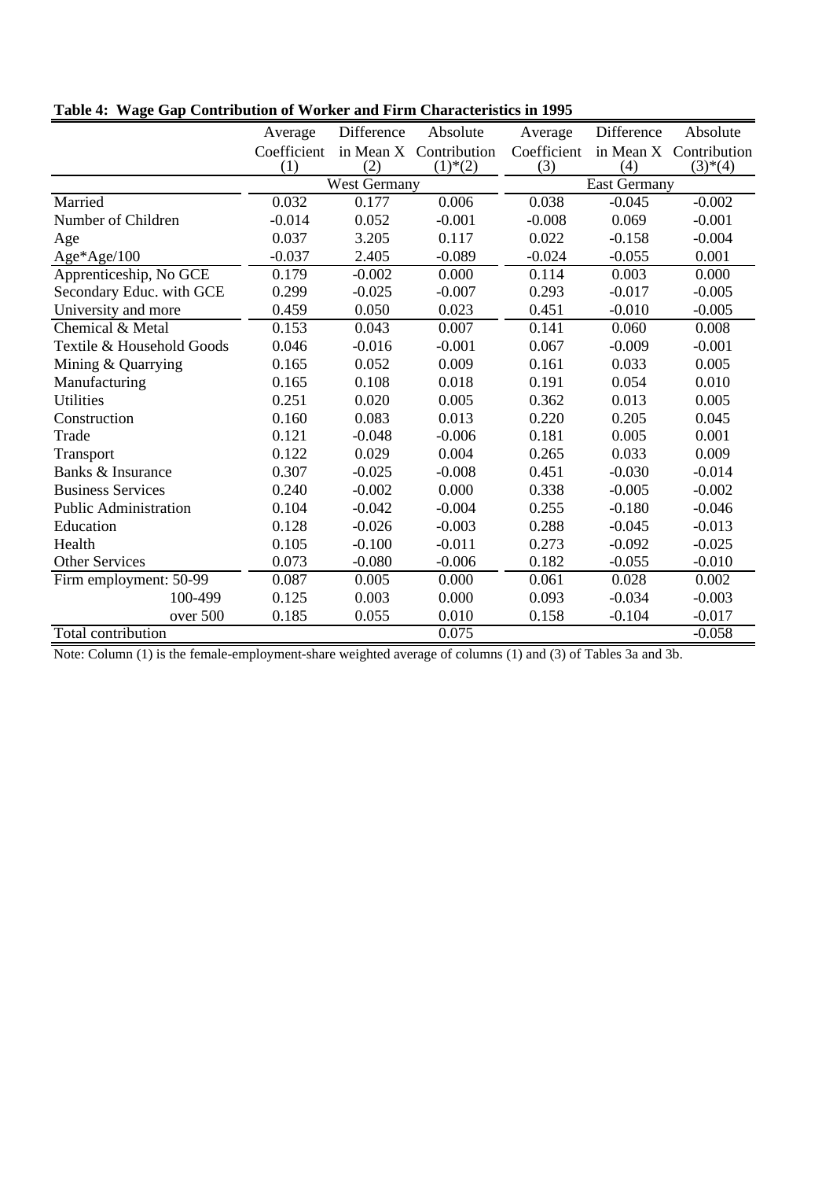**Table 4: Wage Gap Contribution of Worker and Firm Characteristics in 1995**

| | Average Coefficient (1) | Difference in Mean X (2) | Absolute Contribution (1)*(2) | Average Coefficient (3) | Difference in Mean X (4) | Absolute Contribution (3)*(4) |
|---|---|---|---|---|---|---|
| | West Germany | | | East Germany | | |
| Married | 0.032 | 0.177 | 0.006 | 0.038 | -0.045 | -0.002 |
| Number of Children | -0.014 | 0.052 | -0.001 | -0.008 | 0.069 | -0.001 |
| Age | 0.037 | 3.205 | 0.117 | 0.022 | -0.158 | -0.004 |
| Age*Age/100 | -0.037 | 2.405 | -0.089 | -0.024 | -0.055 | 0.001 |
| Apprenticeship, No GCE | 0.179 | -0.002 | 0.000 | 0.114 | 0.003 | 0.000 |
| Secondary Educ. with GCE | 0.299 | -0.025 | -0.007 | 0.293 | -0.017 | -0.005 |
| University and more | 0.459 | 0.050 | 0.023 | 0.451 | -0.010 | -0.005 |
| Chemical & Metal | 0.153 | 0.043 | 0.007 | 0.141 | 0.060 | 0.008 |
| Textile & Household Goods | 0.046 | -0.016 | -0.001 | 0.067 | -0.009 | -0.001 |
| Mining & Quarrying | 0.165 | 0.052 | 0.009 | 0.161 | 0.033 | 0.005 |
| Manufacturing | 0.165 | 0.108 | 0.018 | 0.191 | 0.054 | 0.010 |
| Utilities | 0.251 | 0.020 | 0.005 | 0.362 | 0.013 | 0.005 |
| Construction | 0.160 | 0.083 | 0.013 | 0.220 | 0.205 | 0.045 |
| Trade | 0.121 | -0.048 | -0.006 | 0.181 | 0.005 | 0.001 |
| Transport | 0.122 | 0.029 | 0.004 | 0.265 | 0.033 | 0.009 |
| Banks & Insurance | 0.307 | -0.025 | -0.008 | 0.451 | -0.030 | -0.014 |
| Business Services | 0.240 | -0.002 | 0.000 | 0.338 | -0.005 | -0.002 |
| Public Administration | 0.104 | -0.042 | -0.004 | 0.255 | -0.180 | -0.046 |
| Education | 0.128 | -0.026 | -0.003 | 0.288 | -0.045 | -0.013 |
| Health | 0.105 | -0.100 | -0.011 | 0.273 | -0.092 | -0.025 |
| Other Services | 0.073 | -0.080 | -0.006 | 0.182 | -0.055 | -0.010 |
| Firm employment: 50-99 | 0.087 | 0.005 | 0.000 | 0.061 | 0.028 | 0.002 |
| 100-499 | 0.125 | 0.003 | 0.000 | 0.093 | -0.034 | -0.003 |
| over 500 | 0.185 | 0.055 | 0.010 | 0.158 | -0.104 | -0.017 |
| Total contribution | | | 0.075 | | | -0.058 |

Note: Column (1) is the female-employment-share weighted average of columns (1) and (3) of Tables 3a and 3b.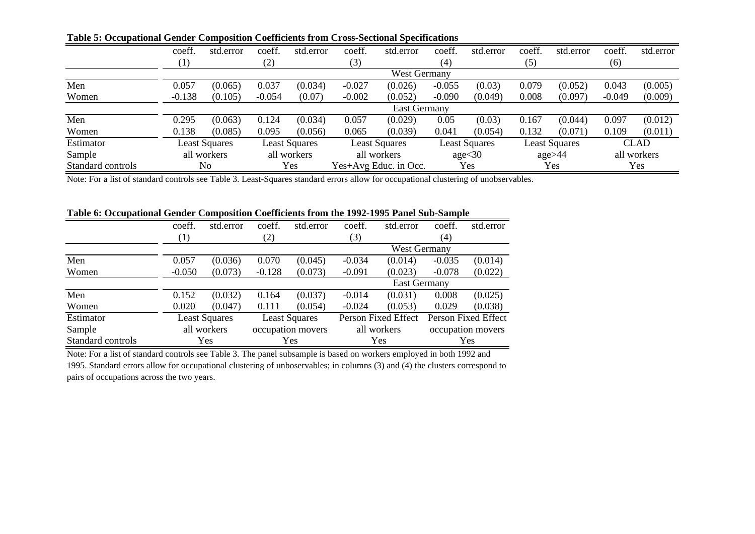**Table 5: Occupational Gender Composition Coefficients from Cross-Sectional Specifications**

| | coeff. | std.error | coeff. | std.error | coeff. | std.error | coeff. | std.error | coeff. | std.error | coeff. | std.error |
|---|---|---|---|---|---|---|---|---|---|---|---|---|
| | (1) | | (2) | | (3) | | (4) | | (5) | | (6) | |
| | West Germany | | | | | | | | | | | |
| Men | 0.057 | (0.065) | 0.037 | (0.034) | -0.027 | (0.026) | -0.055 | (0.03) | 0.079 | (0.052) | 0.043 | (0.005) |
| Women | -0.138 | (0.105) | -0.054 | (0.07) | -0.002 | (0.052) | -0.090 | (0.049) | 0.008 | (0.097) | -0.049 | (0.009) |
| | East Germany | | | | | | | | | | | |
| Men | 0.295 | (0.063) | 0.124 | (0.034) | 0.057 | (0.029) | 0.05 | (0.03) | 0.167 | (0.044) | 0.097 | (0.012) |
| Women | 0.138 | (0.085) | 0.095 | (0.056) | 0.065 | (0.039) | 0.041 | (0.054) | 0.132 | (0.071) | 0.109 | (0.011) |
| Estimator | Least Squares | | Least Squares | | Least Squares | | Least Squares | | Least Squares | | CLAD | |
| Sample | all workers | | all workers | | all workers | | age<30 | | age>44 | | all workers | |
| Standard controls | No | | Yes | | Yes+Avg Educ. in Occ. | | Yes | | Yes | | Yes | |

Note: For a list of standard controls see Table 3. Least-Squares standard errors allow for occupational clustering of unobservables.

**Table 6: Occupational Gender Composition Coefficients from the 1992-1995 Panel Sub-Sample**

| | coeff. | std.error | coeff. | std.error | coeff. | std.error | coeff. | std.error |
|---|---|---|---|---|---|---|---|---|
| | (1) | | (2) | | (3) | | (4) | |
| | West Germany | | | | | | | |
| Men | 0.057 | (0.036) | 0.070 | (0.045) | -0.034 | (0.014) | -0.035 | (0.014) |
| Women | -0.050 | (0.073) | -0.128 | (0.073) | -0.091 | (0.023) | -0.078 | (0.022) |
| | East Germany | | | | | | | |
| Men | 0.152 | (0.032) | 0.164 | (0.037) | -0.014 | (0.031) | 0.008 | (0.025) |
| Women | 0.020 | (0.047) | 0.111 | (0.054) | -0.024 | (0.053) | 0.029 | (0.038) |
| Estimator | Least Squares | | Least Squares | | Person Fixed Effect | | Person Fixed Effect | |
| Sample | all workers | | occupation movers | | all workers | | occupation movers | |
| Standard controls | Yes | | Yes | | Yes | | Yes | |

Note: For a list of standard controls see Table 3. The panel subsample is based on workers employed in both 1992 and 1995. Standard errors allow for occupational clustering of unobservables; in columns (3) and (4) the clusters correspond to pairs of occupations across the two years.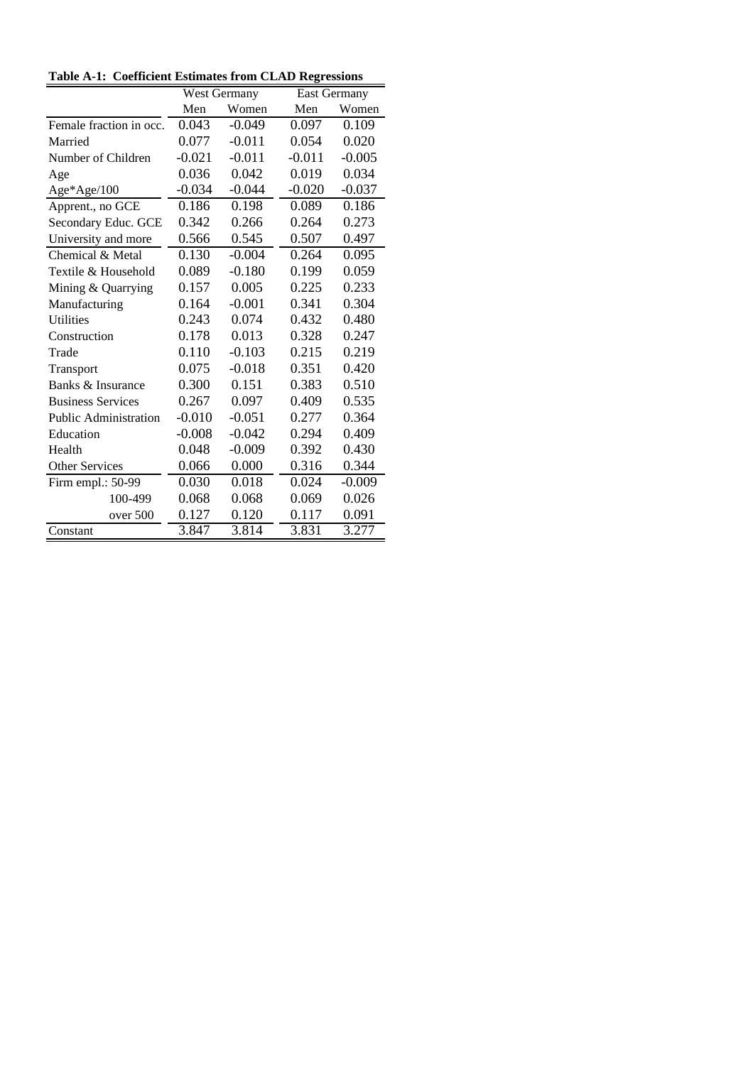**Table A-1: Coefficient Estimates from CLAD Regressions**

| | West Germany | | East Germany | |
|---|---|---|---|---|
| | Men | Women | Men | Women |
| Female fraction in occ. | 0.043 | -0.049 | 0.097 | 0.109 |
| Married | 0.077 | -0.011 | 0.054 | 0.020 |
| Number of Children | -0.021 | -0.011 | -0.011 | -0.005 |
| Age | 0.036 | 0.042 | 0.019 | 0.034 |
| Age*Age/100 | -0.034 | -0.044 | -0.020 | -0.037 |
| Apprent., no GCE | 0.186 | 0.198 | 0.089 | 0.186 |
| Secondary Educ. GCE | 0.342 | 0.266 | 0.264 | 0.273 |
| University and more | 0.566 | 0.545 | 0.507 | 0.497 |
| Chemical & Metal | 0.130 | -0.004 | 0.264 | 0.095 |
| Textile & Household | 0.089 | -0.180 | 0.199 | 0.059 |
| Mining & Quarrying | 0.157 | 0.005 | 0.225 | 0.233 |
| Manufacturing | 0.164 | -0.001 | 0.341 | 0.304 |
| Utilities | 0.243 | 0.074 | 0.432 | 0.480 |
| Construction | 0.178 | 0.013 | 0.328 | 0.247 |
| Trade | 0.110 | -0.103 | 0.215 | 0.219 |
| Transport | 0.075 | -0.018 | 0.351 | 0.420 |
| Banks & Insurance | 0.300 | 0.151 | 0.383 | 0.510 |
| Business Services | 0.267 | 0.097 | 0.409 | 0.535 |
| Public Administration | -0.010 | -0.051 | 0.277 | 0.364 |
| Education | -0.008 | -0.042 | 0.294 | 0.409 |
| Health | 0.048 | -0.009 | 0.392 | 0.430 |
| Other Services | 0.066 | 0.000 | 0.316 | 0.344 |
| Firm empl.: 50-99 | 0.030 | 0.018 | 0.024 | -0.009 |
| 100-499 | 0.068 | 0.068 | 0.069 | 0.026 |
| over 500 | 0.127 | 0.120 | 0.117 | 0.091 |
| Constant | 3.847 | 3.814 | 3.831 | 3.277 |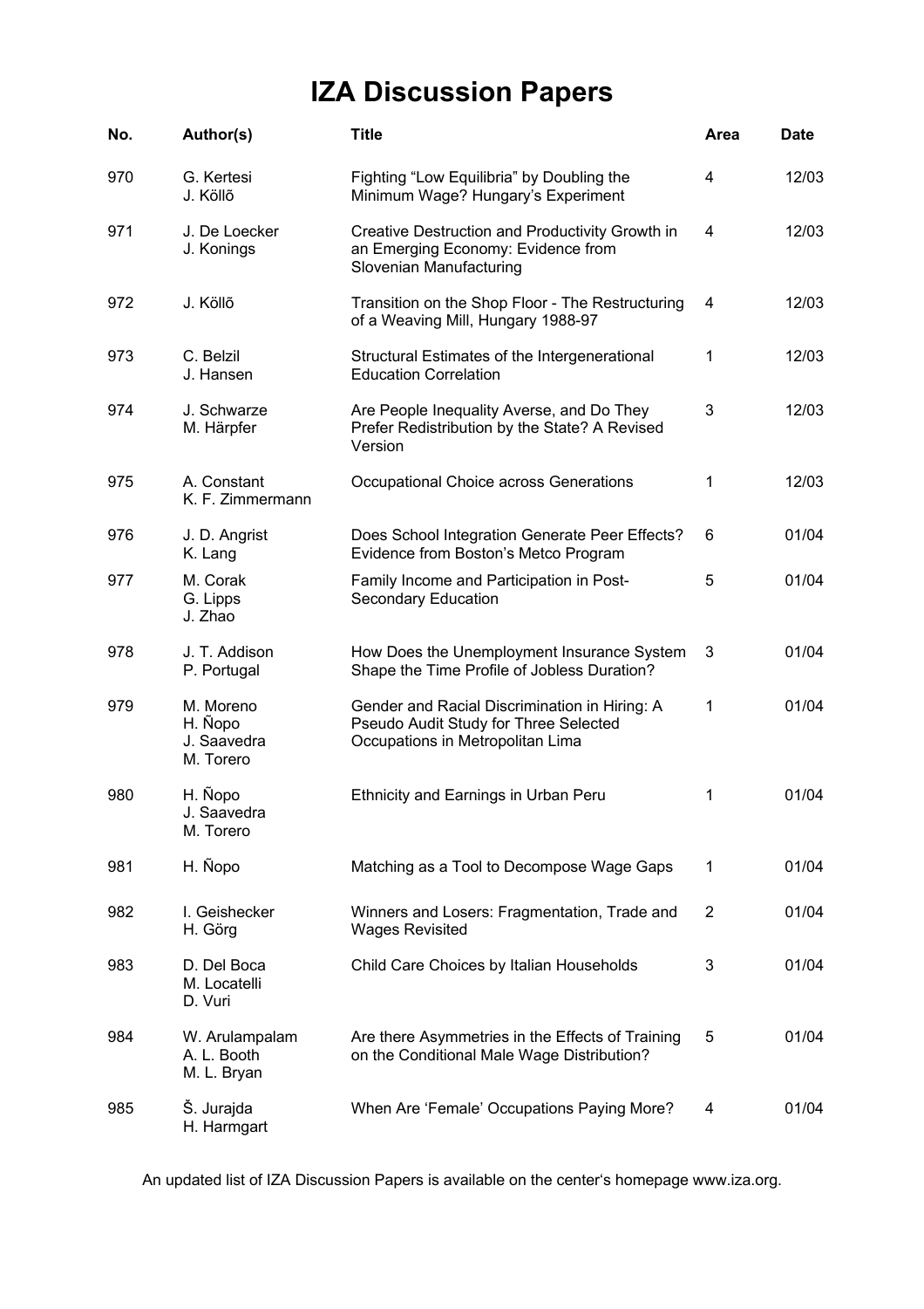# IZA Discussion Papers

| No. | Author(s) | Title | Area | Date |
|---|---|---|---|---|
| 970 | G. Kertesi<br>J. Köllő | Fighting "Low Equilibria" by Doubling the Minimum Wage? Hungary's Experiment | 4 | 12/03 |
| 971 | J. De Loecker<br>J. Konings | Creative Destruction and Productivity Growth in an Emerging Economy: Evidence from Slovenian Manufacturing | 4 | 12/03 |
| 972 | J. Köllő | Transition on the Shop Floor - The Restructuring of a Weaving Mill, Hungary 1988-97 | 4 | 12/03 |
| 973 | C. Belzil<br>J. Hansen | Structural Estimates of the Intergenerational Education Correlation | 1 | 12/03 |
| 974 | J. Schwarze<br>M. Härpfer | Are People Inequality Averse, and Do They Prefer Redistribution by the State? A Revised Version | 3 | 12/03 |
| 975 | A. Constant<br>K. F. Zimmermann | Occupational Choice across Generations | 1 | 12/03 |
| 976 | J. D. Angrist<br>K. Lang | Does School Integration Generate Peer Effects? Evidence from Boston's Metco Program | 6 | 01/04 |
| 977 | M. Corak<br>G. Lipps<br>J. Zhao | Family Income and Participation in Post-Secondary Education | 5 | 01/04 |
| 978 | J. T. Addison<br>P. Portugal | How Does the Unemployment Insurance System Shape the Time Profile of Jobless Duration? | 3 | 01/04 |
| 979 | M. Moreno<br>H. Ñopo<br>J. Saavedra<br>M. Torero | Gender and Racial Discrimination in Hiring: A Pseudo Audit Study for Three Selected Occupations in Metropolitan Lima | 1 | 01/04 |
| 980 | H. Ñopo<br>J. Saavedra<br>M. Torero | Ethnicity and Earnings in Urban Peru | 1 | 01/04 |
| 981 | H. Ñopo | Matching as a Tool to Decompose Wage Gaps | 1 | 01/04 |
| 982 | I. Geishecker<br>H. Görg | Winners and Losers: Fragmentation, Trade and Wages Revisited | 2 | 01/04 |
| 983 | D. Del Boca<br>M. Locatelli<br>D. Vuri | Child Care Choices by Italian Households | 3 | 01/04 |
| 984 | W. Arulampalam<br>A. L. Booth<br>M. L. Bryan | Are there Asymmetries in the Effects of Training on the Conditional Male Wage Distribution? | 5 | 01/04 |
| 985 | Š. Jurajda<br>H. Harmgart | When Are 'Female' Occupations Paying More? | 4 | 01/04 |

An updated list of IZA Discussion Papers is available on the center's homepage www.iza.org.